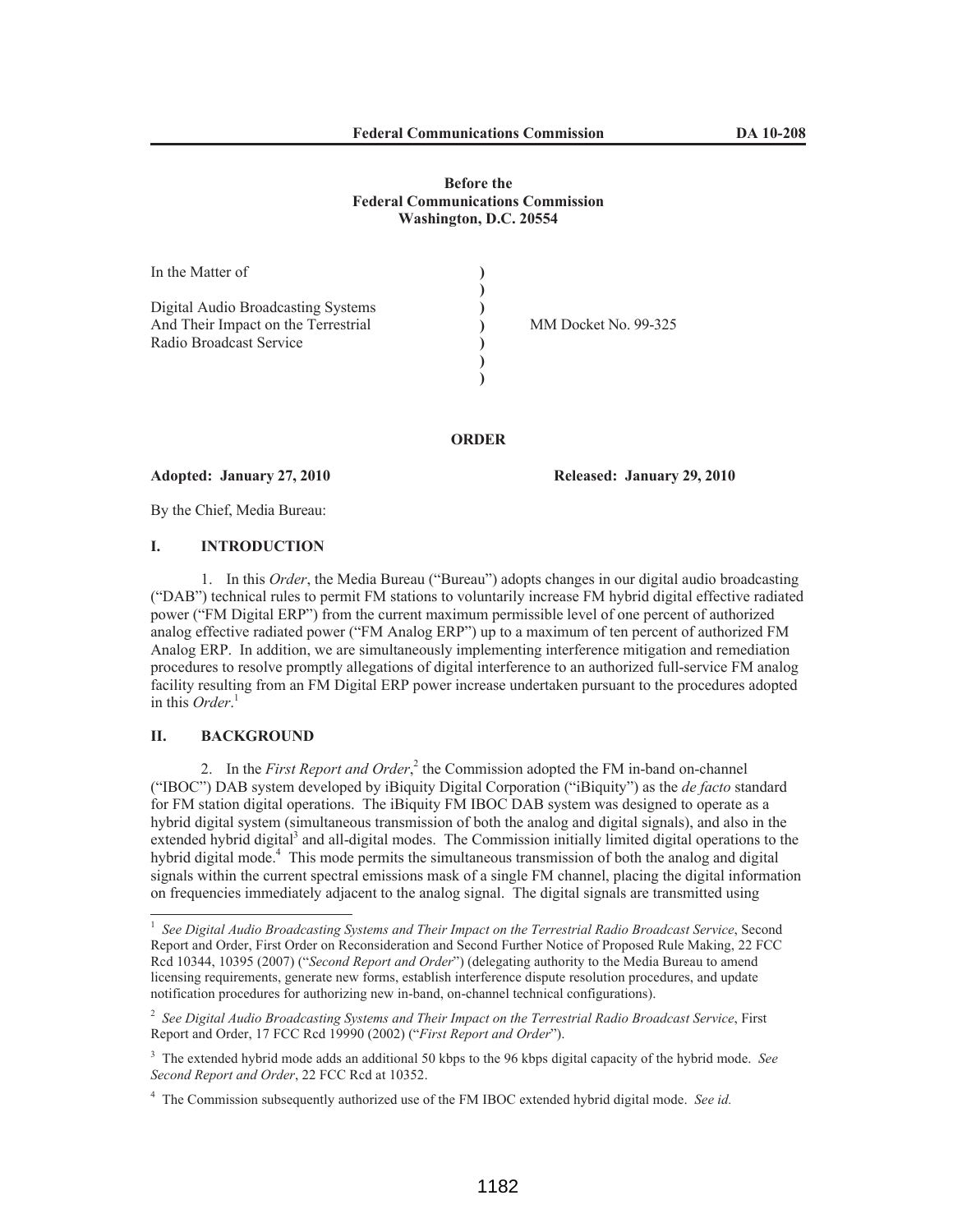**Before the**
**Federal Communications Commission**
**Washington, D.C. 20554**

| In the Matter of | ) | |
|---|---|---|
| | ) | |
| Digital Audio Broadcasting Systems | ) | |
| And Their Impact on the Terrestrial | ) | MM Docket No. 99-325 |
| Radio Broadcast Service | ) | |
| | ) | |
| | ) | |

**ORDER**

**Adopted: January 27, 2010** **Released: January 29, 2010**

By the Chief, Media Bureau:

## I. INTRODUCTION

1. In this *Order*, the Media Bureau ("Bureau") adopts changes in our digital audio broadcasting ("DAB") technical rules to permit FM stations to voluntarily increase FM hybrid digital effective radiated power ("FM Digital ERP") from the current maximum permissible level of one percent of authorized analog effective radiated power ("FM Analog ERP") up to a maximum of ten percent of authorized FM Analog ERP. In addition, we are simultaneously implementing interference mitigation and remediation procedures to resolve promptly allegations of digital interference to an authorized full-service FM analog facility resulting from an FM Digital ERP power increase undertaken pursuant to the procedures adopted in this *Order*.[1]

## II. BACKGROUND

2. In the *First Report and Order*,[2] the Commission adopted the FM in-band on-channel ("IBOC") DAB system developed by iBiquity Digital Corporation ("iBiquity") as the *de facto* standard for FM station digital operations. The iBiquity FM IBOC DAB system was designed to operate as a hybrid digital system (simultaneous transmission of both the analog and digital signals), and also in the extended hybrid digital[3] and all-digital modes. The Commission initially limited digital operations to the hybrid digital mode.[4] This mode permits the simultaneous transmission of both the analog and digital signals within the current spectral emissions mask of a single FM channel, placing the digital information on frequencies immediately adjacent to the analog signal. The digital signals are transmitted using

---

[1] *See Digital Audio Broadcasting Systems and Their Impact on the Terrestrial Radio Broadcast Service*, Second Report and Order, First Order on Reconsideration and Second Further Notice of Proposed Rule Making, 22 FCC Rcd 10344, 10395 (2007) ("*Second Report and Order*") (delegating authority to the Media Bureau to amend licensing requirements, generate new forms, establish interference dispute resolution procedures, and update notification procedures for authorizing new in-band, on-channel technical configurations).

[2] *See Digital Audio Broadcasting Systems and Their Impact on the Terrestrial Radio Broadcast Service*, First Report and Order, 17 FCC Rcd 19990 (2002) ("*First Report and Order*").

[3] The extended hybrid mode adds an additional 50 kbps to the 96 kbps digital capacity of the hybrid mode. *See Second Report and Order*, 22 FCC Rcd at 10352.

[4] The Commission subsequently authorized use of the FM IBOC extended hybrid digital mode. *See id.*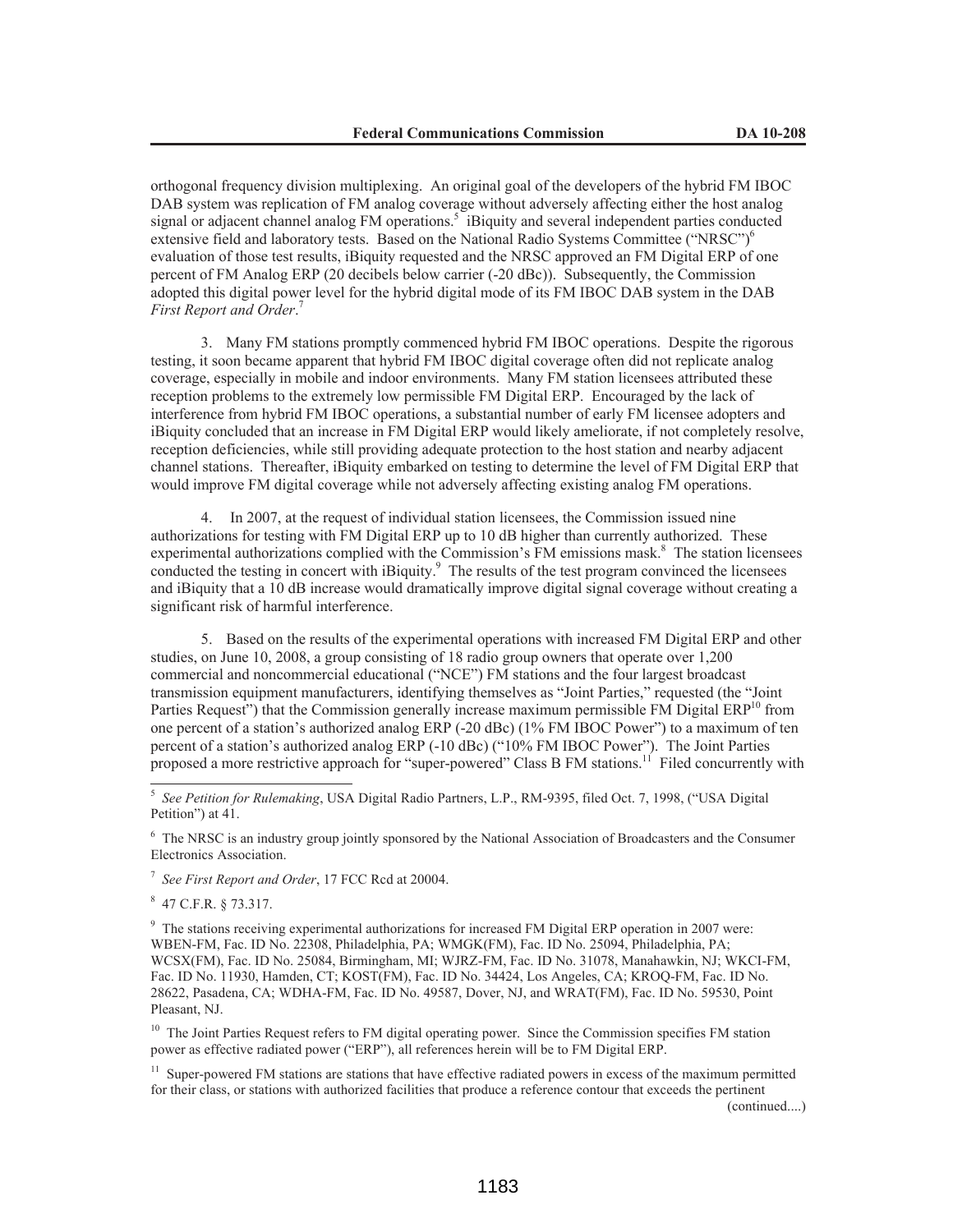orthogonal frequency division multiplexing. An original goal of the developers of the hybrid FM IBOC DAB system was replication of FM analog coverage without adversely affecting either the host analog signal or adjacent channel analog FM operations.[5] iBiquity and several independent parties conducted extensive field and laboratory tests. Based on the National Radio Systems Committee ("NRSC")[6] evaluation of those test results, iBiquity requested and the NRSC approved an FM Digital ERP of one percent of FM Analog ERP (20 decibels below carrier (-20 dBc)). Subsequently, the Commission adopted this digital power level for the hybrid digital mode of its FM IBOC DAB system in the DAB *First Report and Order*.[7]

3. Many FM stations promptly commenced hybrid FM IBOC operations. Despite the rigorous testing, it soon became apparent that hybrid FM IBOC digital coverage often did not replicate analog coverage, especially in mobile and indoor environments. Many FM station licensees attributed these reception problems to the extremely low permissible FM Digital ERP. Encouraged by the lack of interference from hybrid FM IBOC operations, a substantial number of early FM licensee adopters and iBiquity concluded that an increase in FM Digital ERP would likely ameliorate, if not completely resolve, reception deficiencies, while still providing adequate protection to the host station and nearby adjacent channel stations. Thereafter, iBiquity embarked on testing to determine the level of FM Digital ERP that would improve FM digital coverage while not adversely affecting existing analog FM operations.

4. In 2007, at the request of individual station licensees, the Commission issued nine authorizations for testing with FM Digital ERP up to 10 dB higher than currently authorized. These experimental authorizations complied with the Commission's FM emissions mask.[8] The station licensees conducted the testing in concert with iBiquity.[9] The results of the test program convinced the licensees and iBiquity that a 10 dB increase would dramatically improve digital signal coverage without creating a significant risk of harmful interference.

5. Based on the results of the experimental operations with increased FM Digital ERP and other studies, on June 10, 2008, a group consisting of 18 radio group owners that operate over 1,200 commercial and noncommercial educational ("NCE") FM stations and the four largest broadcast transmission equipment manufacturers, identifying themselves as "Joint Parties," requested (the "Joint Parties Request") that the Commission generally increase maximum permissible FM Digital ERP[10] from one percent of a station's authorized analog ERP (-20 dBc) (1% FM IBOC Power") to a maximum of ten percent of a station's authorized analog ERP (-10 dBc) ("10% FM IBOC Power"). The Joint Parties proposed a more restrictive approach for "super-powered" Class B FM stations.[11] Filed concurrently with

---

[5] *See Petition for Rulemaking*, USA Digital Radio Partners, L.P., RM-9395, filed Oct. 7, 1998, ("USA Digital Petition") at 41.

[6] The NRSC is an industry group jointly sponsored by the National Association of Broadcasters and the Consumer Electronics Association.

[7] *See First Report and Order*, 17 FCC Rcd at 20004.

[8] 47 C.F.R. § 73.317.

[9] The stations receiving experimental authorizations for increased FM Digital ERP operation in 2007 were: WBEN-FM, Fac. ID No. 22308, Philadelphia, PA; WMGK(FM), Fac. ID No. 25094, Philadelphia, PA; WCSX(FM), Fac. ID No. 25084, Birmingham, MI; WJRZ-FM, Fac. ID No. 31078, Manahawkin, NJ; WKCI-FM, Fac. ID No. 11930, Hamden, CT; KOST(FM), Fac. ID No. 34424, Los Angeles, CA; KROQ-FM, Fac. ID No. 28622, Pasadena, CA; WDHA-FM, Fac. ID No. 49587, Dover, NJ, and WRAT(FM), Fac. ID No. 59530, Point Pleasant, NJ.

[10] The Joint Parties Request refers to FM digital operating power. Since the Commission specifies FM station power as effective radiated power ("ERP"), all references herein will be to FM Digital ERP.

[11] Super-powered FM stations are stations that have effective radiated powers in excess of the maximum permitted for their class, or stations with authorized facilities that produce a reference contour that exceeds the pertinent

(continued....)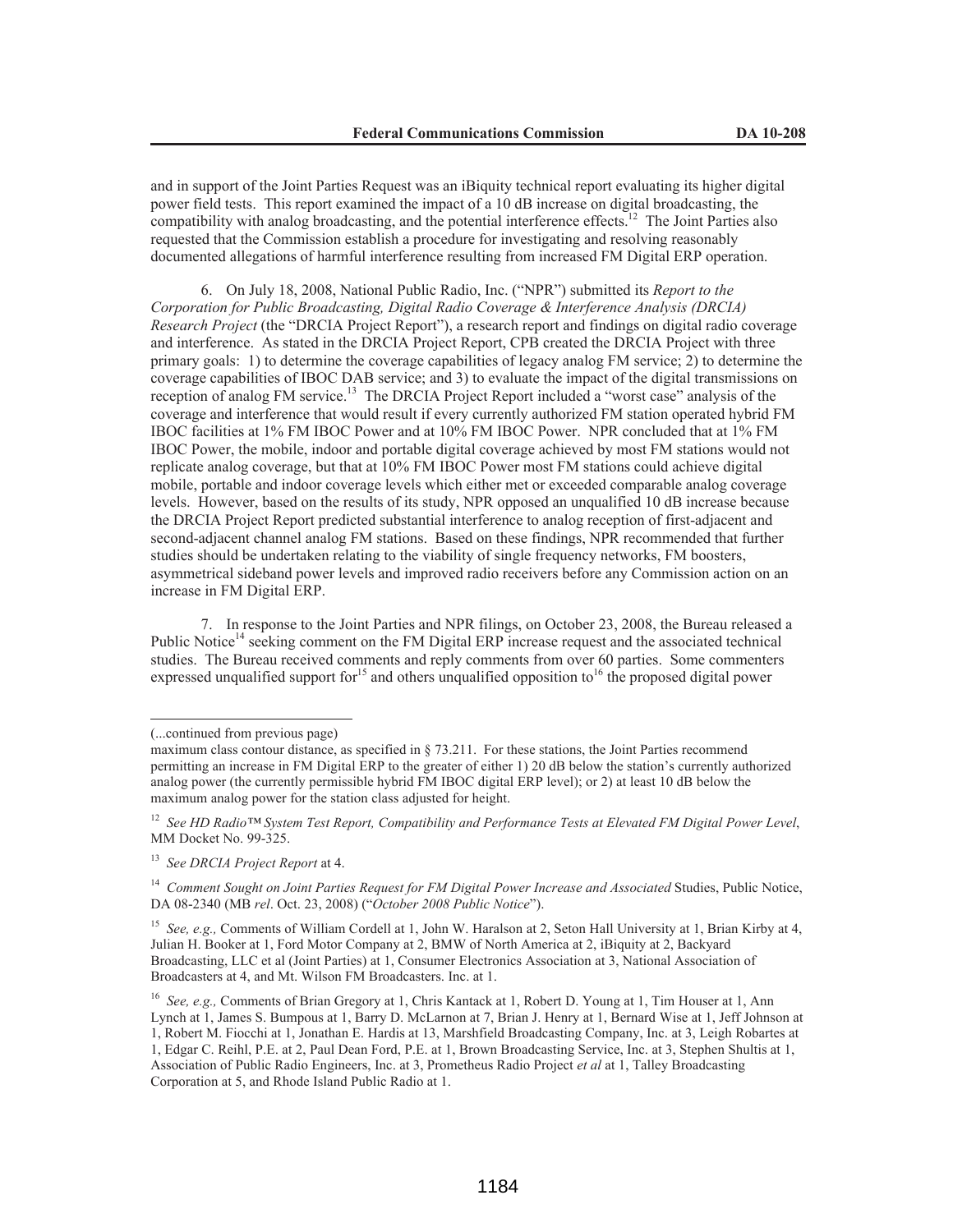and in support of the Joint Parties Request was an iBiquity technical report evaluating its higher digital power field tests. This report examined the impact of a 10 dB increase on digital broadcasting, the compatibility with analog broadcasting, and the potential interference effects.[12] The Joint Parties also requested that the Commission establish a procedure for investigating and resolving reasonably documented allegations of harmful interference resulting from increased FM Digital ERP operation.

6. On July 18, 2008, National Public Radio, Inc. ("NPR") submitted its *Report to the Corporation for Public Broadcasting, Digital Radio Coverage & Interference Analysis (DRCIA) Research Project* (the "DRCIA Project Report"), a research report and findings on digital radio coverage and interference. As stated in the DRCIA Project Report, CPB created the DRCIA Project with three primary goals: 1) to determine the coverage capabilities of legacy analog FM service; 2) to determine the coverage capabilities of IBOC DAB service; and 3) to evaluate the impact of the digital transmissions on reception of analog FM service.[13] The DRCIA Project Report included a "worst case" analysis of the coverage and interference that would result if every currently authorized FM station operated hybrid FM IBOC facilities at 1% FM IBOC Power and at 10% FM IBOC Power. NPR concluded that at 1% FM IBOC Power, the mobile, indoor and portable digital coverage achieved by most FM stations would not replicate analog coverage, but that at 10% FM IBOC Power most FM stations could achieve digital mobile, portable and indoor coverage levels which either met or exceeded comparable analog coverage levels. However, based on the results of its study, NPR opposed an unqualified 10 dB increase because the DRCIA Project Report predicted substantial interference to analog reception of first-adjacent and second-adjacent channel analog FM stations. Based on these findings, NPR recommended that further studies should be undertaken relating to the viability of single frequency networks, FM boosters, asymmetrical sideband power levels and improved radio receivers before any Commission action on an increase in FM Digital ERP.

7. In response to the Joint Parties and NPR filings, on October 23, 2008, the Bureau released a Public Notice[14] seeking comment on the FM Digital ERP increase request and the associated technical studies. The Bureau received comments and reply comments from over 60 parties. Some commenters expressed unqualified support for[15] and others unqualified opposition to[16] the proposed digital power

---

(...continued from previous page)

maximum class contour distance, as specified in § 73.211. For these stations, the Joint Parties recommend permitting an increase in FM Digital ERP to the greater of either 1) 20 dB below the station's currently authorized analog power (the currently permissible hybrid FM IBOC digital ERP level); or 2) at least 10 dB below the maximum analog power for the station class adjusted for height.

[12] *See HD Radio™ System Test Report, Compatibility and Performance Tests at Elevated FM Digital Power Level*, MM Docket No. 99-325.

[13] *See DRCIA Project Report* at 4.

[14] *Comment Sought on Joint Parties Request for FM Digital Power Increase and Associated* Studies, Public Notice, DA 08-2340 (MB *rel*. Oct. 23, 2008) ("*October 2008 Public Notice*").

[15] *See, e.g.,* Comments of William Cordell at 1, John W. Haralson at 2, Seton Hall University at 1, Brian Kirby at 4, Julian H. Booker at 1, Ford Motor Company at 2, BMW of North America at 2, iBiquity at 2, Backyard Broadcasting, LLC et al (Joint Parties) at 1, Consumer Electronics Association at 3, National Association of Broadcasters at 4, and Mt. Wilson FM Broadcasters. Inc. at 1.

[16] *See, e.g.,* Comments of Brian Gregory at 1, Chris Kantack at 1, Robert D. Young at 1, Tim Houser at 1, Ann Lynch at 1, James S. Bumpous at 1, Barry D. McLarnon at 7, Brian J. Henry at 1, Bernard Wise at 1, Jeff Johnson at 1, Robert M. Fiocchi at 1, Jonathan E. Hardis at 13, Marshfield Broadcasting Company, Inc. at 3, Leigh Robartes at 1, Edgar C. Reihl, P.E. at 2, Paul Dean Ford, P.E. at 1, Brown Broadcasting Service, Inc. at 3, Stephen Shultis at 1, Association of Public Radio Engineers, Inc. at 3, Prometheus Radio Project *et al* at 1, Talley Broadcasting Corporation at 5, and Rhode Island Public Radio at 1.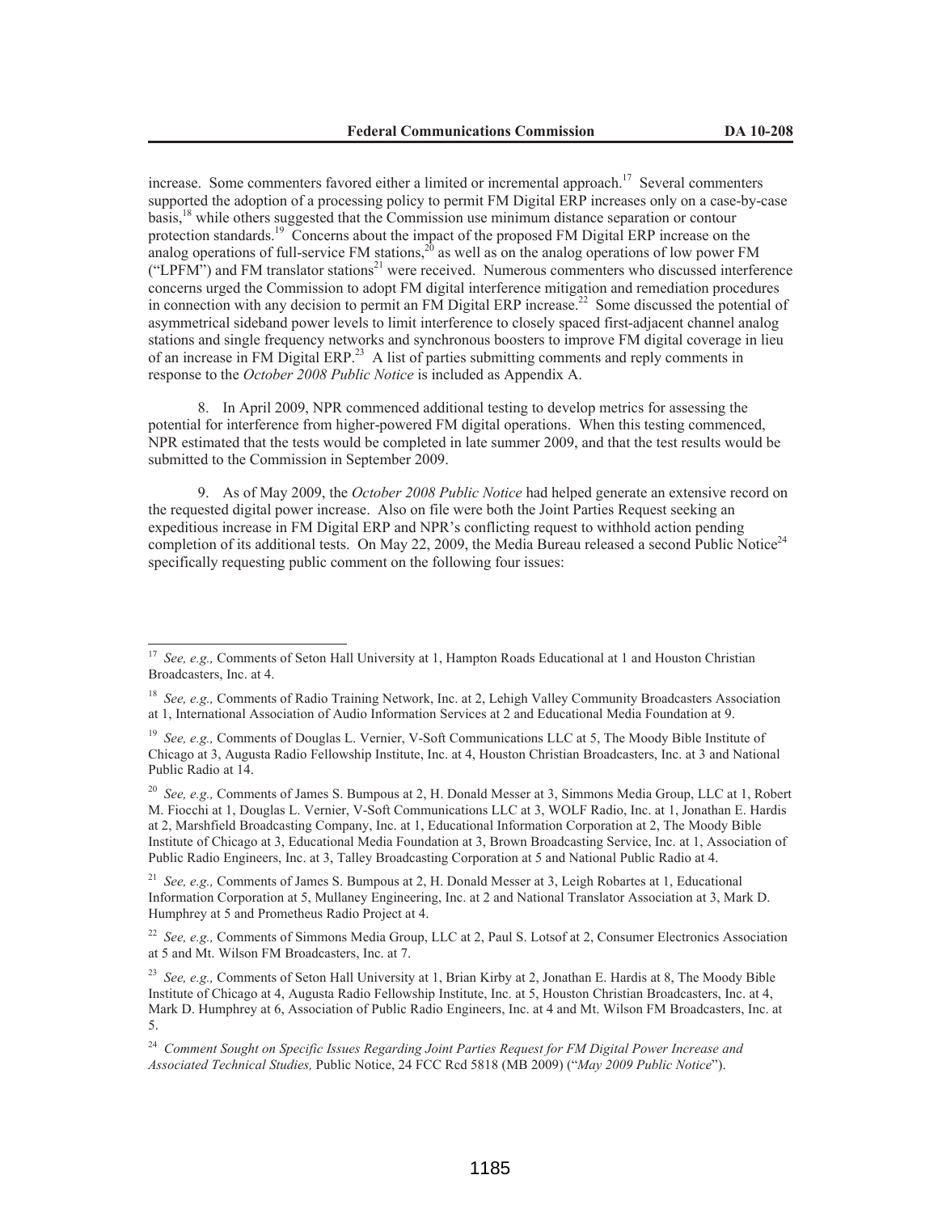increase. Some commenters favored either a limited or incremental approach.[17] Several commenters supported the adoption of a processing policy to permit FM Digital ERP increases only on a case-by-case basis,[18] while others suggested that the Commission use minimum distance separation or contour protection standards.[19] Concerns about the impact of the proposed FM Digital ERP increase on the analog operations of full-service FM stations,[20] as well as on the analog operations of low power FM ("LPFM") and FM translator stations[21] were received. Numerous commenters who discussed interference concerns urged the Commission to adopt FM digital interference mitigation and remediation procedures in connection with any decision to permit an FM Digital ERP increase.[22] Some discussed the potential of asymmetrical sideband power levels to limit interference to closely spaced first-adjacent channel analog stations and single frequency networks and synchronous boosters to improve FM digital coverage in lieu of an increase in FM Digital ERP.[23] A list of parties submitting comments and reply comments in response to the *October 2008 Public Notice* is included as Appendix A.

8. In April 2009, NPR commenced additional testing to develop metrics for assessing the potential for interference from higher-powered FM digital operations. When this testing commenced, NPR estimated that the tests would be completed in late summer 2009, and that the test results would be submitted to the Commission in September 2009.

9. As of May 2009, the *October 2008 Public Notice* had helped generate an extensive record on the requested digital power increase. Also on file were both the Joint Parties Request seeking an expeditious increase in FM Digital ERP and NPR's conflicting request to withhold action pending completion of its additional tests. On May 22, 2009, the Media Bureau released a second Public Notice[24] specifically requesting public comment on the following four issues:

---

[17] *See, e.g.,* Comments of Seton Hall University at 1, Hampton Roads Educational at 1 and Houston Christian Broadcasters, Inc. at 4.

[18] *See, e.g.,* Comments of Radio Training Network, Inc. at 2, Lehigh Valley Community Broadcasters Association at 1, International Association of Audio Information Services at 2 and Educational Media Foundation at 9.

[19] *See, e.g.,* Comments of Douglas L. Vernier, V-Soft Communications LLC at 5, The Moody Bible Institute of Chicago at 3, Augusta Radio Fellowship Institute, Inc. at 4, Houston Christian Broadcasters, Inc. at 3 and National Public Radio at 14.

[20] *See, e.g.,* Comments of James S. Bumpous at 2, H. Donald Messer at 3, Simmons Media Group, LLC at 1, Robert M. Fiocchi at 1, Douglas L. Vernier, V-Soft Communications LLC at 3, WOLF Radio, Inc. at 1, Jonathan E. Hardis at 2, Marshfield Broadcasting Company, Inc. at 1, Educational Information Corporation at 2, The Moody Bible Institute of Chicago at 3, Educational Media Foundation at 3, Brown Broadcasting Service, Inc. at 1, Association of Public Radio Engineers, Inc. at 3, Talley Broadcasting Corporation at 5 and National Public Radio at 4.

[21] *See, e.g.,* Comments of James S. Bumpous at 2, H. Donald Messer at 3, Leigh Robartes at 1, Educational Information Corporation at 5, Mullaney Engineering, Inc. at 2 and National Translator Association at 3, Mark D. Humphrey at 5 and Prometheus Radio Project at 4.

[22] *See, e.g.,* Comments of Simmons Media Group, LLC at 2, Paul S. Lotsof at 2, Consumer Electronics Association at 5 and Mt. Wilson FM Broadcasters, Inc. at 7.

[23] *See, e.g.,* Comments of Seton Hall University at 1, Brian Kirby at 2, Jonathan E. Hardis at 8, The Moody Bible Institute of Chicago at 4, Augusta Radio Fellowship Institute, Inc. at 5, Houston Christian Broadcasters, Inc. at 4, Mark D. Humphrey at 6, Association of Public Radio Engineers, Inc. at 4 and Mt. Wilson FM Broadcasters, Inc. at 5.

[24] *Comment Sought on Specific Issues Regarding Joint Parties Request for FM Digital Power Increase and Associated Technical Studies,* Public Notice, 24 FCC Rcd 5818 (MB 2009) ("*May 2009 Public Notice*").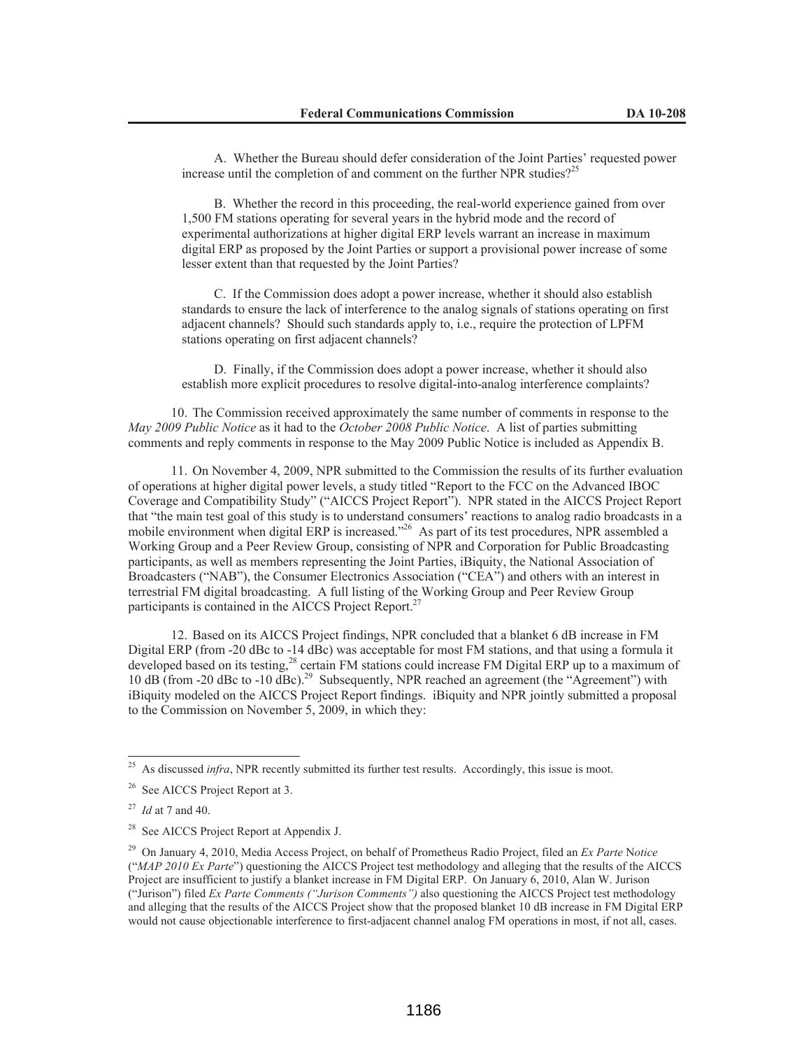A. Whether the Bureau should defer consideration of the Joint Parties' requested power increase until the completion of and comment on the further NPR studies?[25]

B. Whether the record in this proceeding, the real-world experience gained from over 1,500 FM stations operating for several years in the hybrid mode and the record of experimental authorizations at higher digital ERP levels warrant an increase in maximum digital ERP as proposed by the Joint Parties or support a provisional power increase of some lesser extent than that requested by the Joint Parties?

C. If the Commission does adopt a power increase, whether it should also establish standards to ensure the lack of interference to the analog signals of stations operating on first adjacent channels? Should such standards apply to, i.e., require the protection of LPFM stations operating on first adjacent channels?

D. Finally, if the Commission does adopt a power increase, whether it should also establish more explicit procedures to resolve digital-into-analog interference complaints?

10. The Commission received approximately the same number of comments in response to the *May 2009 Public Notice* as it had to the *October 2008 Public Notice*. A list of parties submitting comments and reply comments in response to the May 2009 Public Notice is included as Appendix B.

11. On November 4, 2009, NPR submitted to the Commission the results of its further evaluation of operations at higher digital power levels, a study titled "Report to the FCC on the Advanced IBOC Coverage and Compatibility Study" ("AICCS Project Report"). NPR stated in the AICCS Project Report that "the main test goal of this study is to understand consumers' reactions to analog radio broadcasts in a mobile environment when digital ERP is increased."[26] As part of its test procedures, NPR assembled a Working Group and a Peer Review Group, consisting of NPR and Corporation for Public Broadcasting participants, as well as members representing the Joint Parties, iBiquity, the National Association of Broadcasters ("NAB"), the Consumer Electronics Association ("CEA") and others with an interest in terrestrial FM digital broadcasting. A full listing of the Working Group and Peer Review Group participants is contained in the AICCS Project Report.[27]

12. Based on its AICCS Project findings, NPR concluded that a blanket 6 dB increase in FM Digital ERP (from -20 dBc to -14 dBc) was acceptable for most FM stations, and that using a formula it developed based on its testing,[28] certain FM stations could increase FM Digital ERP up to a maximum of 10 dB (from -20 dBc to -10 dBc).[29] Subsequently, NPR reached an agreement (the "Agreement") with iBiquity modeled on the AICCS Project Report findings. iBiquity and NPR jointly submitted a proposal to the Commission on November 5, 2009, in which they:

---

[25] As discussed *infra*, NPR recently submitted its further test results. Accordingly, this issue is moot.

[26] See AICCS Project Report at 3.

[27] *Id* at 7 and 40.

[28] See AICCS Project Report at Appendix J.

[29] On January 4, 2010, Media Access Project, on behalf of Prometheus Radio Project, filed an *Ex Parte* N*otice* ("*MAP 2010 Ex Parte*") questioning the AICCS Project test methodology and alleging that the results of the AICCS Project are insufficient to justify a blanket increase in FM Digital ERP. On January 6, 2010, Alan W. Jurison ("Jurison") filed *Ex Parte Comments ("Jurison Comments")* also questioning the AICCS Project test methodology and alleging that the results of the AICCS Project show that the proposed blanket 10 dB increase in FM Digital ERP would not cause objectionable interference to first-adjacent channel analog FM operations in most, if not all, cases.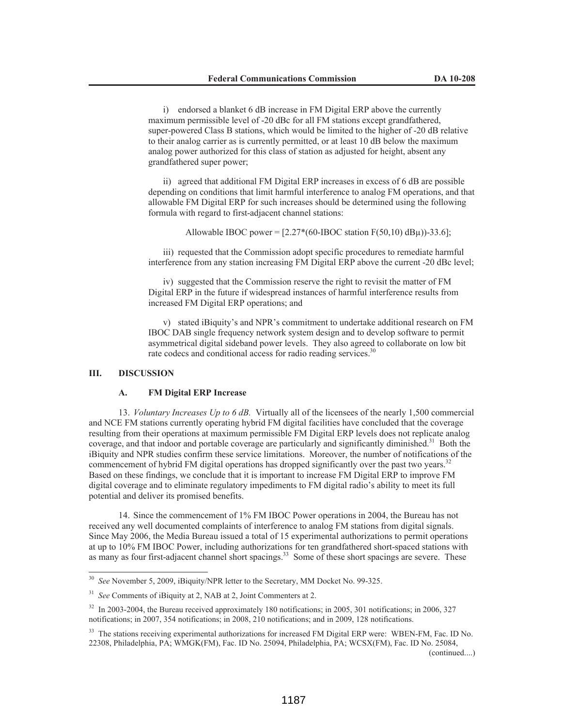i) endorsed a blanket 6 dB increase in FM Digital ERP above the currently maximum permissible level of -20 dBc for all FM stations except grandfathered, super-powered Class B stations, which would be limited to the higher of -20 dB relative to their analog carrier as is currently permitted, or at least 10 dB below the maximum analog power authorized for this class of station as adjusted for height, absent any grandfathered super power;

ii) agreed that additional FM Digital ERP increases in excess of 6 dB are possible depending on conditions that limit harmful interference to analog FM operations, and that allowable FM Digital ERP for such increases should be determined using the following formula with regard to first-adjacent channel stations:

$$\text{Allowable IBOC power} = [2.27*(60\text{-IBOC station } F(50,10)\ dB\mu))-33.6];$$

iii) requested that the Commission adopt specific procedures to remediate harmful interference from any station increasing FM Digital ERP above the current -20 dBc level;

iv) suggested that the Commission reserve the right to revisit the matter of FM Digital ERP in the future if widespread instances of harmful interference results from increased FM Digital ERP operations; and

v) stated iBiquity's and NPR's commitment to undertake additional research on FM IBOC DAB single frequency network system design and to develop software to permit asymmetrical digital sideband power levels. They also agreed to collaborate on low bit rate codecs and conditional access for radio reading services.[30]

## III. DISCUSSION

### A. FM Digital ERP Increase

13. *Voluntary Increases Up to 6 dB.* Virtually all of the licensees of the nearly 1,500 commercial and NCE FM stations currently operating hybrid FM digital facilities have concluded that the coverage resulting from their operations at maximum permissible FM Digital ERP levels does not replicate analog coverage, and that indoor and portable coverage are particularly and significantly diminished.[31] Both the iBiquity and NPR studies confirm these service limitations. Moreover, the number of notifications of the commencement of hybrid FM digital operations has dropped significantly over the past two years.[32] Based on these findings, we conclude that it is important to increase FM Digital ERP to improve FM digital coverage and to eliminate regulatory impediments to FM digital radio's ability to meet its full potential and deliver its promised benefits.

14. Since the commencement of 1% FM IBOC Power operations in 2004, the Bureau has not received any well documented complaints of interference to analog FM stations from digital signals. Since May 2006, the Media Bureau issued a total of 15 experimental authorizations to permit operations at up to 10% FM IBOC Power, including authorizations for ten grandfathered short-spaced stations with as many as four first-adjacent channel short spacings.[33] Some of these short spacings are severe. These

---

[30] *See* November 5, 2009, iBiquity/NPR letter to the Secretary, MM Docket No. 99-325.

[31] *See* Comments of iBiquity at 2, NAB at 2, Joint Commenters at 2.

[32] In 2003-2004, the Bureau received approximately 180 notifications; in 2005, 301 notifications; in 2006, 327 notifications; in 2007, 354 notifications; in 2008, 210 notifications; and in 2009, 128 notifications.

[33] The stations receiving experimental authorizations for increased FM Digital ERP were: WBEN-FM, Fac. ID No. 22308, Philadelphia, PA; WMGK(FM), Fac. ID No. 25094, Philadelphia, PA; WCSX(FM), Fac. ID No. 25084, (continued....)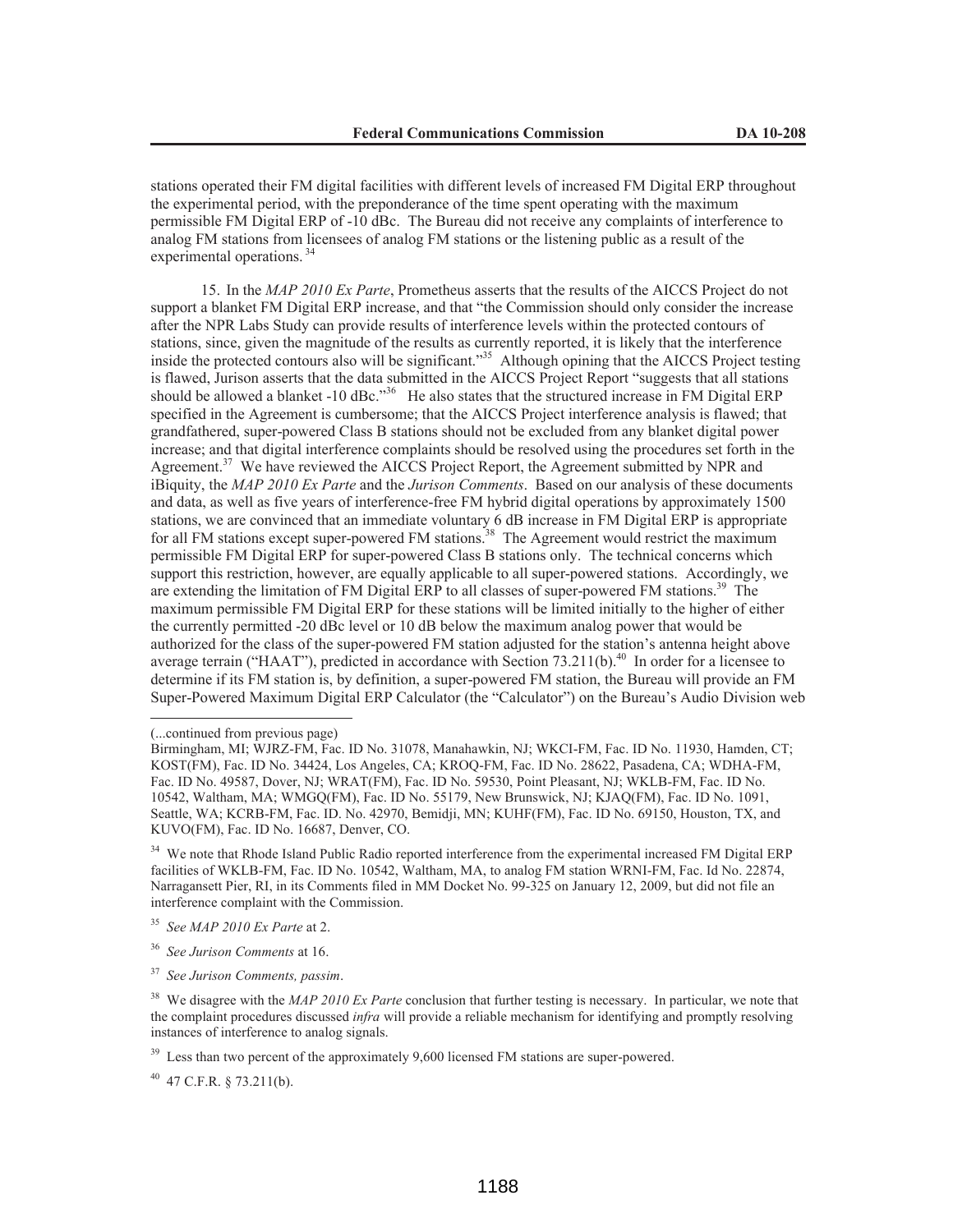stations operated their FM digital facilities with different levels of increased FM Digital ERP throughout the experimental period, with the preponderance of the time spent operating with the maximum permissible FM Digital ERP of -10 dBc. The Bureau did not receive any complaints of interference to analog FM stations from licensees of analog FM stations or the listening public as a result of the experimental operations.[34]

15. In the *MAP 2010 Ex Parte*, Prometheus asserts that the results of the AICCS Project do not support a blanket FM Digital ERP increase, and that "the Commission should only consider the increase after the NPR Labs Study can provide results of interference levels within the protected contours of stations, since, given the magnitude of the results as currently reported, it is likely that the interference inside the protected contours also will be significant."[35] Although opining that the AICCS Project testing is flawed, Jurison asserts that the data submitted in the AICCS Project Report "suggests that all stations should be allowed a blanket -10 dBc."[36] He also states that the structured increase in FM Digital ERP specified in the Agreement is cumbersome; that the AICCS Project interference analysis is flawed; that grandfathered, super-powered Class B stations should not be excluded from any blanket digital power increase; and that digital interference complaints should be resolved using the procedures set forth in the Agreement.[37] We have reviewed the AICCS Project Report, the Agreement submitted by NPR and iBiquity, the *MAP 2010 Ex Parte* and the *Jurison Comments*. Based on our analysis of these documents and data, as well as five years of interference-free FM hybrid digital operations by approximately 1500 stations, we are convinced that an immediate voluntary 6 dB increase in FM Digital ERP is appropriate for all FM stations except super-powered FM stations.[38] The Agreement would restrict the maximum permissible FM Digital ERP for super-powered Class B stations only. The technical concerns which support this restriction, however, are equally applicable to all super-powered stations. Accordingly, we are extending the limitation of FM Digital ERP to all classes of super-powered FM stations.[39] The maximum permissible FM Digital ERP for these stations will be limited initially to the higher of either the currently permitted -20 dBc level or 10 dB below the maximum analog power that would be authorized for the class of the super-powered FM station adjusted for the station's antenna height above average terrain ("HAAT"), predicted in accordance with Section 73.211(b).[40] In order for a licensee to determine if its FM station is, by definition, a super-powered FM station, the Bureau will provide an FM Super-Powered Maximum Digital ERP Calculator (the "Calculator") on the Bureau's Audio Division web

---

(...continued from previous page)

Birmingham, MI; WJRZ-FM, Fac. ID No. 31078, Manahawkin, NJ; WKCI-FM, Fac. ID No. 11930, Hamden, CT; KOST(FM), Fac. ID No. 34424, Los Angeles, CA; KROQ-FM, Fac. ID No. 28622, Pasadena, CA; WDHA-FM, Fac. ID No. 49587, Dover, NJ; WRAT(FM), Fac. ID No. 59530, Point Pleasant, NJ; WKLB-FM, Fac. ID No. 10542, Waltham, MA; WMGQ(FM), Fac. ID No. 55179, New Brunswick, NJ; KJAQ(FM), Fac. ID No. 1091, Seattle, WA; KCRB-FM, Fac. ID. No. 42970, Bemidji, MN; KUHF(FM), Fac. ID No. 69150, Houston, TX, and KUVO(FM), Fac. ID No. 16687, Denver, CO.

[34] We note that Rhode Island Public Radio reported interference from the experimental increased FM Digital ERP facilities of WKLB-FM, Fac. ID No. 10542, Waltham, MA, to analog FM station WRNI-FM, Fac. Id No. 22874, Narragansett Pier, RI, in its Comments filed in MM Docket No. 99-325 on January 12, 2009, but did not file an interference complaint with the Commission.

[35] *See MAP 2010 Ex Parte* at 2.

[36] *See Jurison Comments* at 16.

[37] *See Jurison Comments, passim*.

[38] We disagree with the *MAP 2010 Ex Parte* conclusion that further testing is necessary. In particular, we note that the complaint procedures discussed *infra* will provide a reliable mechanism for identifying and promptly resolving instances of interference to analog signals.

[39] Less than two percent of the approximately 9,600 licensed FM stations are super-powered.

[40] 47 C.F.R. § 73.211(b).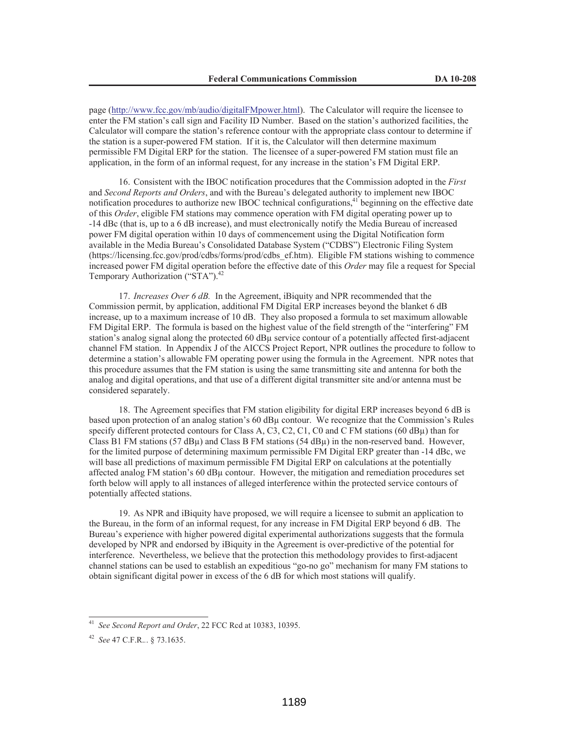page (http://www.fcc.gov/mb/audio/digitalFMpower.html). The Calculator will require the licensee to enter the FM station's call sign and Facility ID Number. Based on the station's authorized facilities, the Calculator will compare the station's reference contour with the appropriate class contour to determine if the station is a super-powered FM station. If it is, the Calculator will then determine maximum permissible FM Digital ERP for the station. The licensee of a super-powered FM station must file an application, in the form of an informal request, for any increase in the station's FM Digital ERP.

16. Consistent with the IBOC notification procedures that the Commission adopted in the *First* and *Second Reports and Orders*, and with the Bureau's delegated authority to implement new IBOC notification procedures to authorize new IBOC technical configurations,[41] beginning on the effective date of this *Order*, eligible FM stations may commence operation with FM digital operating power up to -14 dBc (that is, up to a 6 dB increase), and must electronically notify the Media Bureau of increased power FM digital operation within 10 days of commencement using the Digital Notification form available in the Media Bureau's Consolidated Database System ("CDBS") Electronic Filing System (https://licensing.fcc.gov/prod/cdbs/forms/prod/cdbs_ef.htm). Eligible FM stations wishing to commence increased power FM digital operation before the effective date of this *Order* may file a request for Special Temporary Authorization ("STA").[42]

17. *Increases Over 6 dB.* In the Agreement, iBiquity and NPR recommended that the Commission permit, by application, additional FM Digital ERP increases beyond the blanket 6 dB increase, up to a maximum increase of 10 dB. They also proposed a formula to set maximum allowable FM Digital ERP. The formula is based on the highest value of the field strength of the "interfering" FM station's analog signal along the protected 60 dBμ service contour of a potentially affected first-adjacent channel FM station. In Appendix J of the AICCS Project Report, NPR outlines the procedure to follow to determine a station's allowable FM operating power using the formula in the Agreement. NPR notes that this procedure assumes that the FM station is using the same transmitting site and antenna for both the analog and digital operations, and that use of a different digital transmitter site and/or antenna must be considered separately.

18. The Agreement specifies that FM station eligibility for digital ERP increases beyond 6 dB is based upon protection of an analog station's 60 dBμ contour. We recognize that the Commission's Rules specify different protected contours for Class A, C3, C2, C1, C0 and C FM stations (60 dBμ) than for Class B1 FM stations (57 dBμ) and Class B FM stations (54 dBμ) in the non-reserved band. However, for the limited purpose of determining maximum permissible FM Digital ERP greater than -14 dBc, we will base all predictions of maximum permissible FM Digital ERP on calculations at the potentially affected analog FM station's 60 dBμ contour. However, the mitigation and remediation procedures set forth below will apply to all instances of alleged interference within the protected service contours of potentially affected stations.

19. As NPR and iBiquity have proposed, we will require a licensee to submit an application to the Bureau, in the form of an informal request, for any increase in FM Digital ERP beyond 6 dB. The Bureau's experience with higher powered digital experimental authorizations suggests that the formula developed by NPR and endorsed by iBiquity in the Agreement is over-predictive of the potential for interference. Nevertheless, we believe that the protection this methodology provides to first-adjacent channel stations can be used to establish an expeditious "go-no go" mechanism for many FM stations to obtain significant digital power in excess of the 6 dB for which most stations will qualify.

---

[41] *See Second Report and Order*, 22 FCC Rcd at 10383, 10395.

[42] *See* 47 C.F.R.. § 73.1635.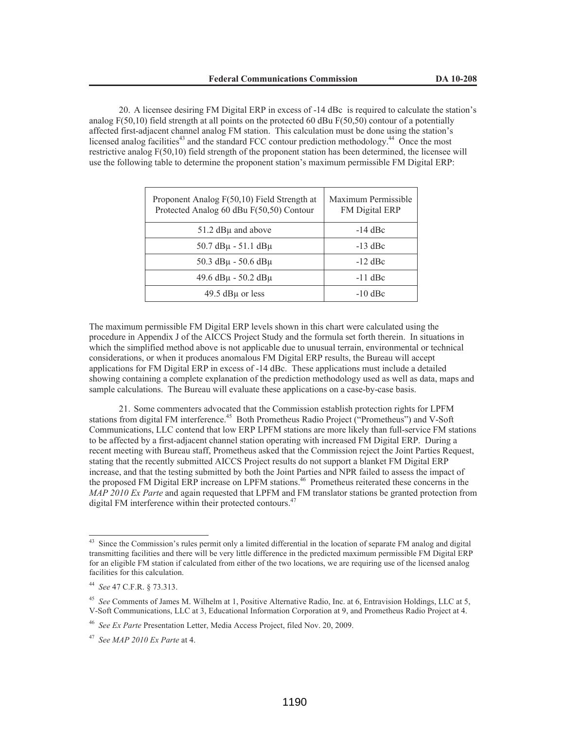20. A licensee desiring FM Digital ERP in excess of -14 dBc is required to calculate the station's analog F(50,10) field strength at all points on the protected 60 dBu F(50,50) contour of a potentially affected first-adjacent channel analog FM station. This calculation must be done using the station's licensed analog facilities[43] and the standard FCC contour prediction methodology.[44] Once the most restrictive analog F(50,10) field strength of the proponent station has been determined, the licensee will use the following table to determine the proponent station's maximum permissible FM Digital ERP:

| Proponent Analog F(50,10) Field Strength at Protected Analog 60 dBu F(50,50) Contour | Maximum Permissible FM Digital ERP |
|---|---|
| 51.2 dBμ and above | -14 dBc |
| 50.7 dBμ - 51.1 dBμ | -13 dBc |
| 50.3 dBμ - 50.6 dBμ | -12 dBc |
| 49.6 dBμ - 50.2 dBμ | -11 dBc |
| 49.5 dBμ or less | -10 dBc |

The maximum permissible FM Digital ERP levels shown in this chart were calculated using the procedure in Appendix J of the AICCS Project Study and the formula set forth therein. In situations in which the simplified method above is not applicable due to unusual terrain, environmental or technical considerations, or when it produces anomalous FM Digital ERP results, the Bureau will accept applications for FM Digital ERP in excess of -14 dBc. These applications must include a detailed showing containing a complete explanation of the prediction methodology used as well as data, maps and sample calculations. The Bureau will evaluate these applications on a case-by-case basis.

21. Some commenters advocated that the Commission establish protection rights for LPFM stations from digital FM interference.[45] Both Prometheus Radio Project ("Prometheus") and V-Soft Communications, LLC contend that low ERP LPFM stations are more likely than full-service FM stations to be affected by a first-adjacent channel station operating with increased FM Digital ERP. During a recent meeting with Bureau staff, Prometheus asked that the Commission reject the Joint Parties Request, stating that the recently submitted AICCS Project results do not support a blanket FM Digital ERP increase, and that the testing submitted by both the Joint Parties and NPR failed to assess the impact of the proposed FM Digital ERP increase on LPFM stations.[46] Prometheus reiterated these concerns in the *MAP 2010 Ex Parte* and again requested that LPFM and FM translator stations be granted protection from digital FM interference within their protected contours.[47]

---

[43] Since the Commission's rules permit only a limited differential in the location of separate FM analog and digital transmitting facilities and there will be very little difference in the predicted maximum permissible FM Digital ERP for an eligible FM station if calculated from either of the two locations, we are requiring use of the licensed analog facilities for this calculation.

[44] *See* 47 C.F.R. § 73.313.

[45] *See* Comments of James M. Wilhelm at 1, Positive Alternative Radio, Inc. at 6, Entravision Holdings, LLC at 5, V-Soft Communications, LLC at 3, Educational Information Corporation at 9, and Prometheus Radio Project at 4.

[46] *See Ex Parte* Presentation Letter, Media Access Project, filed Nov. 20, 2009.

[47] *See MAP 2010 Ex Parte* at 4.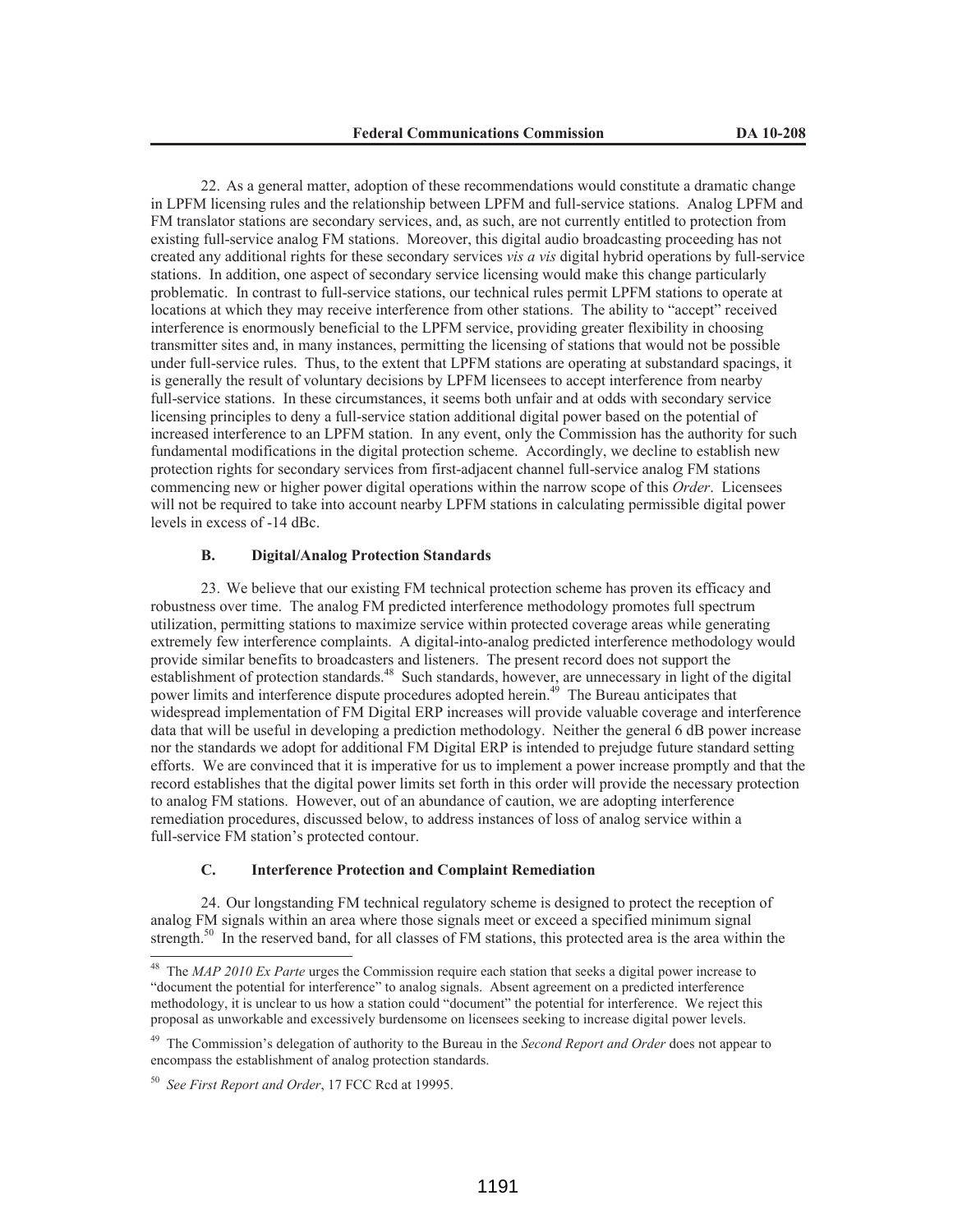22. As a general matter, adoption of these recommendations would constitute a dramatic change in LPFM licensing rules and the relationship between LPFM and full-service stations. Analog LPFM and FM translator stations are secondary services, and, as such, are not currently entitled to protection from existing full-service analog FM stations. Moreover, this digital audio broadcasting proceeding has not created any additional rights for these secondary services *vis a vis* digital hybrid operations by full-service stations. In addition, one aspect of secondary service licensing would make this change particularly problematic. In contrast to full-service stations, our technical rules permit LPFM stations to operate at locations at which they may receive interference from other stations. The ability to "accept" received interference is enormously beneficial to the LPFM service, providing greater flexibility in choosing transmitter sites and, in many instances, permitting the licensing of stations that would not be possible under full-service rules. Thus, to the extent that LPFM stations are operating at substandard spacings, it is generally the result of voluntary decisions by LPFM licensees to accept interference from nearby full-service stations. In these circumstances, it seems both unfair and at odds with secondary service licensing principles to deny a full-service station additional digital power based on the potential of increased interference to an LPFM station. In any event, only the Commission has the authority for such fundamental modifications in the digital protection scheme. Accordingly, we decline to establish new protection rights for secondary services from first-adjacent channel full-service analog FM stations commencing new or higher power digital operations within the narrow scope of this *Order*. Licensees will not be required to take into account nearby LPFM stations in calculating permissible digital power levels in excess of -14 dBc.

### B. Digital/Analog Protection Standards

23. We believe that our existing FM technical protection scheme has proven its efficacy and robustness over time. The analog FM predicted interference methodology promotes full spectrum utilization, permitting stations to maximize service within protected coverage areas while generating extremely few interference complaints. A digital-into-analog predicted interference methodology would provide similar benefits to broadcasters and listeners. The present record does not support the establishment of protection standards.[48] Such standards, however, are unnecessary in light of the digital power limits and interference dispute procedures adopted herein.[49] The Bureau anticipates that widespread implementation of FM Digital ERP increases will provide valuable coverage and interference data that will be useful in developing a prediction methodology. Neither the general 6 dB power increase nor the standards we adopt for additional FM Digital ERP is intended to prejudge future standard setting efforts. We are convinced that it is imperative for us to implement a power increase promptly and that the record establishes that the digital power limits set forth in this order will provide the necessary protection to analog FM stations. However, out of an abundance of caution, we are adopting interference remediation procedures, discussed below, to address instances of loss of analog service within a full-service FM station's protected contour.

### C. Interference Protection and Complaint Remediation

24. Our longstanding FM technical regulatory scheme is designed to protect the reception of analog FM signals within an area where those signals meet or exceed a specified minimum signal strength.[50] In the reserved band, for all classes of FM stations, this protected area is the area within the

---

[48] The *MAP 2010 Ex Parte* urges the Commission require each station that seeks a digital power increase to "document the potential for interference" to analog signals. Absent agreement on a predicted interference methodology, it is unclear to us how a station could "document" the potential for interference. We reject this proposal as unworkable and excessively burdensome on licensees seeking to increase digital power levels.

[49] The Commission's delegation of authority to the Bureau in the *Second Report and Order* does not appear to encompass the establishment of analog protection standards.

[50] *See First Report and Order*, 17 FCC Rcd at 19995.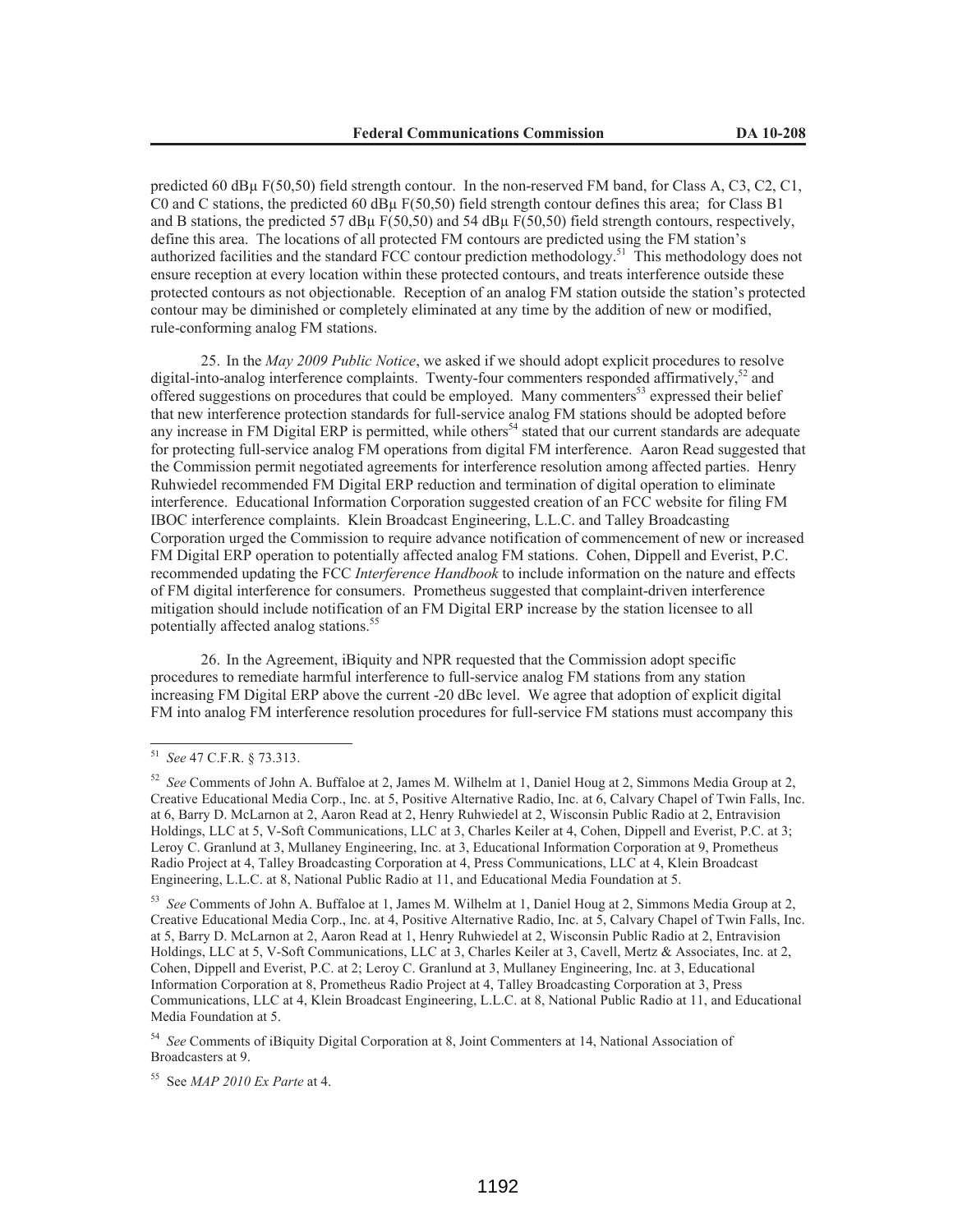predicted 60 dBμ F(50,50) field strength contour. In the non-reserved FM band, for Class A, C3, C2, C1, C0 and C stations, the predicted 60 dBμ F(50,50) field strength contour defines this area; for Class B1 and B stations, the predicted 57 dBμ F(50,50) and 54 dBμ F(50,50) field strength contours, respectively, define this area. The locations of all protected FM contours are predicted using the FM station's authorized facilities and the standard FCC contour prediction methodology.[51] This methodology does not ensure reception at every location within these protected contours, and treats interference outside these protected contours as not objectionable. Reception of an analog FM station outside the station's protected contour may be diminished or completely eliminated at any time by the addition of new or modified, rule-conforming analog FM stations.

25. In the *May 2009 Public Notice*, we asked if we should adopt explicit procedures to resolve digital-into-analog interference complaints. Twenty-four commenters responded affirmatively,[52] and offered suggestions on procedures that could be employed. Many commenters[53] expressed their belief that new interference protection standards for full-service analog FM stations should be adopted before any increase in FM Digital ERP is permitted, while others[54] stated that our current standards are adequate for protecting full-service analog FM operations from digital FM interference. Aaron Read suggested that the Commission permit negotiated agreements for interference resolution among affected parties. Henry Ruhwiedel recommended FM Digital ERP reduction and termination of digital operation to eliminate interference. Educational Information Corporation suggested creation of an FCC website for filing FM IBOC interference complaints. Klein Broadcast Engineering, L.L.C. and Talley Broadcasting Corporation urged the Commission to require advance notification of commencement of new or increased FM Digital ERP operation to potentially affected analog FM stations. Cohen, Dippell and Everist, P.C. recommended updating the FCC *Interference Handbook* to include information on the nature and effects of FM digital interference for consumers. Prometheus suggested that complaint-driven interference mitigation should include notification of an FM Digital ERP increase by the station licensee to all potentially affected analog stations.[55]

26. In the Agreement, iBiquity and NPR requested that the Commission adopt specific procedures to remediate harmful interference to full-service analog FM stations from any station increasing FM Digital ERP above the current -20 dBc level. We agree that adoption of explicit digital FM into analog FM interference resolution procedures for full-service FM stations must accompany this

---

[51] *See* 47 C.F.R. § 73.313.

[52] *See* Comments of John A. Buffaloe at 2, James M. Wilhelm at 1, Daniel Houg at 2, Simmons Media Group at 2, Creative Educational Media Corp., Inc. at 5, Positive Alternative Radio, Inc. at 6, Calvary Chapel of Twin Falls, Inc. at 6, Barry D. McLarnon at 2, Aaron Read at 2, Henry Ruhwiedel at 2, Wisconsin Public Radio at 2, Entravision Holdings, LLC at 5, V-Soft Communications, LLC at 3, Charles Keiler at 4, Cohen, Dippell and Everist, P.C. at 3; Leroy C. Granlund at 3, Mullaney Engineering, Inc. at 3, Educational Information Corporation at 9, Prometheus Radio Project at 4, Talley Broadcasting Corporation at 4, Press Communications, LLC at 4, Klein Broadcast Engineering, L.L.C. at 8, National Public Radio at 11, and Educational Media Foundation at 5.

[53] *See* Comments of John A. Buffaloe at 1, James M. Wilhelm at 1, Daniel Houg at 2, Simmons Media Group at 2, Creative Educational Media Corp., Inc. at 4, Positive Alternative Radio, Inc. at 5, Calvary Chapel of Twin Falls, Inc. at 5, Barry D. McLarnon at 2, Aaron Read at 1, Henry Ruhwiedel at 2, Wisconsin Public Radio at 2, Entravision Holdings, LLC at 5, V-Soft Communications, LLC at 3, Charles Keiler at 3, Cavell, Mertz & Associates, Inc. at 2, Cohen, Dippell and Everist, P.C. at 2; Leroy C. Granlund at 3, Mullaney Engineering, Inc. at 3, Educational Information Corporation at 8, Prometheus Radio Project at 4, Talley Broadcasting Corporation at 3, Press Communications, LLC at 4, Klein Broadcast Engineering, L.L.C. at 8, National Public Radio at 11, and Educational Media Foundation at 5.

[54] *See* Comments of iBiquity Digital Corporation at 8, Joint Commenters at 14, National Association of Broadcasters at 9.

[55] See *MAP 2010 Ex Parte* at 4.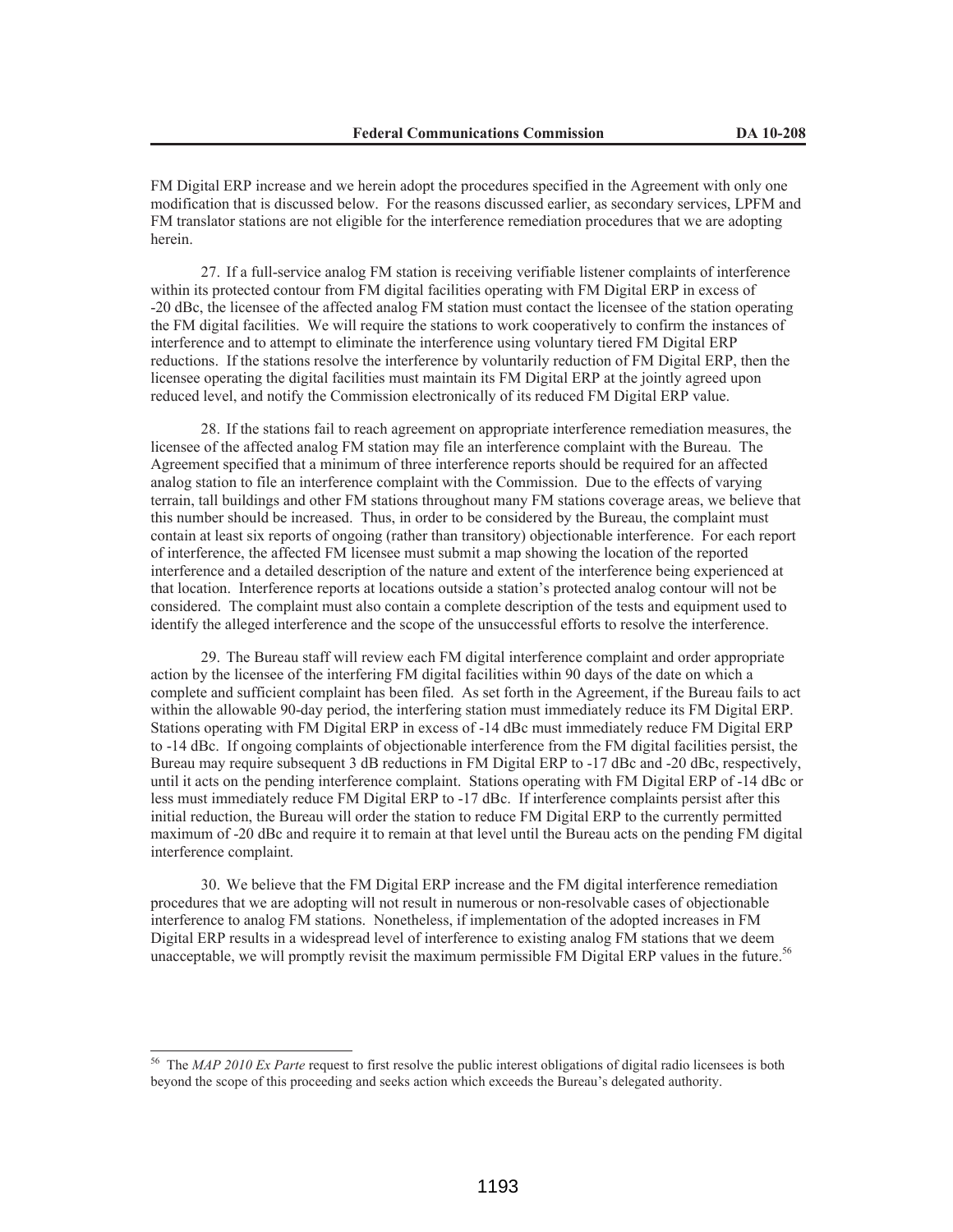FM Digital ERP increase and we herein adopt the procedures specified in the Agreement with only one modification that is discussed below. For the reasons discussed earlier, as secondary services, LPFM and FM translator stations are not eligible for the interference remediation procedures that we are adopting herein.

27. If a full-service analog FM station is receiving verifiable listener complaints of interference within its protected contour from FM digital facilities operating with FM Digital ERP in excess of -20 dBc, the licensee of the affected analog FM station must contact the licensee of the station operating the FM digital facilities. We will require the stations to work cooperatively to confirm the instances of interference and to attempt to eliminate the interference using voluntary tiered FM Digital ERP reductions. If the stations resolve the interference by voluntarily reduction of FM Digital ERP, then the licensee operating the digital facilities must maintain its FM Digital ERP at the jointly agreed upon reduced level, and notify the Commission electronically of its reduced FM Digital ERP value.

28. If the stations fail to reach agreement on appropriate interference remediation measures, the licensee of the affected analog FM station may file an interference complaint with the Bureau. The Agreement specified that a minimum of three interference reports should be required for an affected analog station to file an interference complaint with the Commission. Due to the effects of varying terrain, tall buildings and other FM stations throughout many FM stations coverage areas, we believe that this number should be increased. Thus, in order to be considered by the Bureau, the complaint must contain at least six reports of ongoing (rather than transitory) objectionable interference. For each report of interference, the affected FM licensee must submit a map showing the location of the reported interference and a detailed description of the nature and extent of the interference being experienced at that location. Interference reports at locations outside a station's protected analog contour will not be considered. The complaint must also contain a complete description of the tests and equipment used to identify the alleged interference and the scope of the unsuccessful efforts to resolve the interference.

29. The Bureau staff will review each FM digital interference complaint and order appropriate action by the licensee of the interfering FM digital facilities within 90 days of the date on which a complete and sufficient complaint has been filed. As set forth in the Agreement, if the Bureau fails to act within the allowable 90-day period, the interfering station must immediately reduce its FM Digital ERP. Stations operating with FM Digital ERP in excess of -14 dBc must immediately reduce FM Digital ERP to -14 dBc. If ongoing complaints of objectionable interference from the FM digital facilities persist, the Bureau may require subsequent 3 dB reductions in FM Digital ERP to -17 dBc and -20 dBc, respectively, until it acts on the pending interference complaint. Stations operating with FM Digital ERP of -14 dBc or less must immediately reduce FM Digital ERP to -17 dBc. If interference complaints persist after this initial reduction, the Bureau will order the station to reduce FM Digital ERP to the currently permitted maximum of -20 dBc and require it to remain at that level until the Bureau acts on the pending FM digital interference complaint.

30. We believe that the FM Digital ERP increase and the FM digital interference remediation procedures that we are adopting will not result in numerous or non-resolvable cases of objectionable interference to analog FM stations. Nonetheless, if implementation of the adopted increases in FM Digital ERP results in a widespread level of interference to existing analog FM stations that we deem unacceptable, we will promptly revisit the maximum permissible FM Digital ERP values in the future.[56]

---

[56] The *MAP 2010 Ex Parte* request to first resolve the public interest obligations of digital radio licensees is both beyond the scope of this proceeding and seeks action which exceeds the Bureau's delegated authority.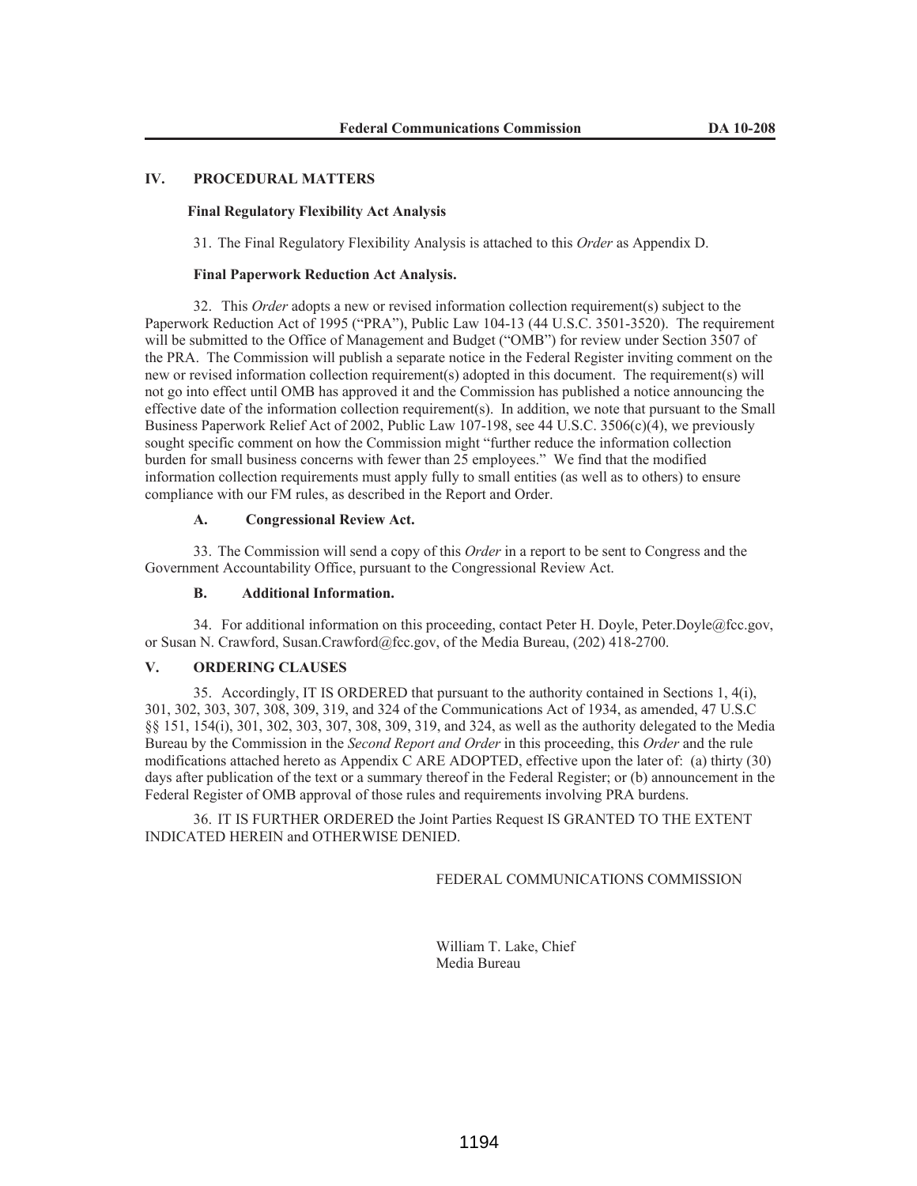## IV. PROCEDURAL MATTERS

### Final Regulatory Flexibility Act Analysis

31. The Final Regulatory Flexibility Analysis is attached to this *Order* as Appendix D.

### Final Paperwork Reduction Act Analysis.

32. This *Order* adopts a new or revised information collection requirement(s) subject to the Paperwork Reduction Act of 1995 ("PRA"), Public Law 104-13 (44 U.S.C. 3501-3520). The requirement will be submitted to the Office of Management and Budget ("OMB") for review under Section 3507 of the PRA. The Commission will publish a separate notice in the Federal Register inviting comment on the new or revised information collection requirement(s) adopted in this document. The requirement(s) will not go into effect until OMB has approved it and the Commission has published a notice announcing the effective date of the information collection requirement(s). In addition, we note that pursuant to the Small Business Paperwork Relief Act of 2002, Public Law 107-198, see 44 U.S.C. 3506(c)(4), we previously sought specific comment on how the Commission might "further reduce the information collection burden for small business concerns with fewer than 25 employees." We find that the modified information collection requirements must apply fully to small entities (as well as to others) to ensure compliance with our FM rules, as described in the Report and Order.

### A. Congressional Review Act.

33. The Commission will send a copy of this *Order* in a report to be sent to Congress and the Government Accountability Office, pursuant to the Congressional Review Act.

### B. Additional Information.

34. For additional information on this proceeding, contact Peter H. Doyle, Peter.Doyle@fcc.gov, or Susan N. Crawford, Susan.Crawford@fcc.gov, of the Media Bureau, (202) 418-2700.

## V. ORDERING CLAUSES

35. Accordingly, IT IS ORDERED that pursuant to the authority contained in Sections 1, 4(i), 301, 302, 303, 307, 308, 309, 319, and 324 of the Communications Act of 1934, as amended, 47 U.S.C §§ 151, 154(i), 301, 302, 303, 307, 308, 309, 319, and 324, as well as the authority delegated to the Media Bureau by the Commission in the *Second Report and Order* in this proceeding, this *Order* and the rule modifications attached hereto as Appendix C ARE ADOPTED, effective upon the later of: (a) thirty (30) days after publication of the text or a summary thereof in the Federal Register; or (b) announcement in the Federal Register of OMB approval of those rules and requirements involving PRA burdens.

36. IT IS FURTHER ORDERED the Joint Parties Request IS GRANTED TO THE EXTENT INDICATED HEREIN and OTHERWISE DENIED.

FEDERAL COMMUNICATIONS COMMISSION

William T. Lake, Chief
Media Bureau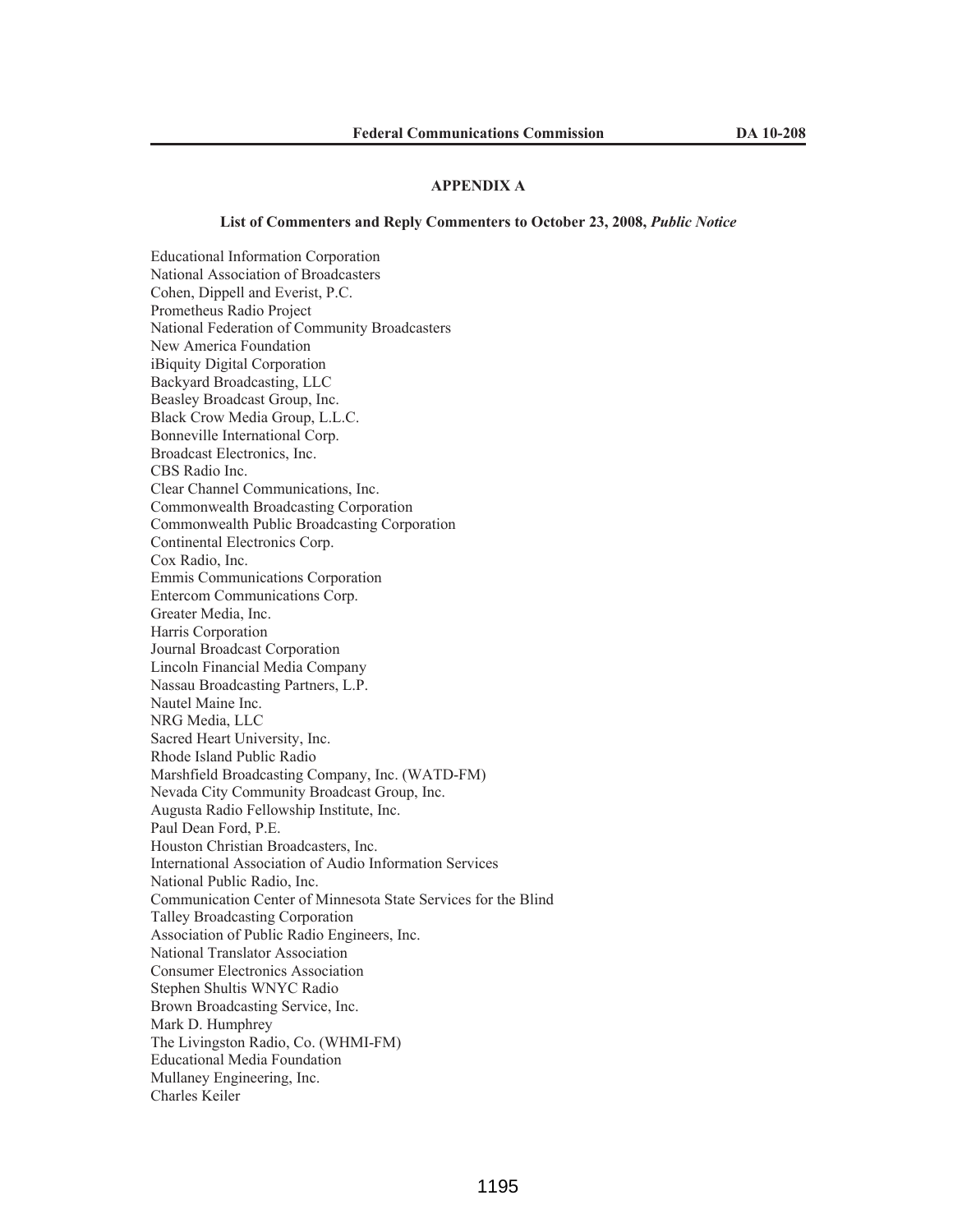## APPENDIX A

### List of Commenters and Reply Commenters to October 23, 2008, *Public Notice*

Educational Information Corporation
National Association of Broadcasters
Cohen, Dippell and Everist, P.C.
Prometheus Radio Project
National Federation of Community Broadcasters
New America Foundation
iBiquity Digital Corporation
Backyard Broadcasting, LLC
Beasley Broadcast Group, Inc.
Black Crow Media Group, L.L.C.
Bonneville International Corp.
Broadcast Electronics, Inc.
CBS Radio Inc.
Clear Channel Communications, Inc.
Commonwealth Broadcasting Corporation
Commonwealth Public Broadcasting Corporation
Continental Electronics Corp.
Cox Radio, Inc.
Emmis Communications Corporation
Entercom Communications Corp.
Greater Media, Inc.
Harris Corporation
Journal Broadcast Corporation
Lincoln Financial Media Company
Nassau Broadcasting Partners, L.P.
Nautel Maine Inc.
NRG Media, LLC
Sacred Heart University, Inc.
Rhode Island Public Radio
Marshfield Broadcasting Company, Inc. (WATD-FM)
Nevada City Community Broadcast Group, Inc.
Augusta Radio Fellowship Institute, Inc.
Paul Dean Ford, P.E.
Houston Christian Broadcasters, Inc.
International Association of Audio Information Services
National Public Radio, Inc.
Communication Center of Minnesota State Services for the Blind
Talley Broadcasting Corporation
Association of Public Radio Engineers, Inc.
National Translator Association
Consumer Electronics Association
Stephen Shultis WNYC Radio
Brown Broadcasting Service, Inc.
Mark D. Humphrey
The Livingston Radio, Co. (WHMI-FM)
Educational Media Foundation
Mullaney Engineering, Inc.
Charles Keiler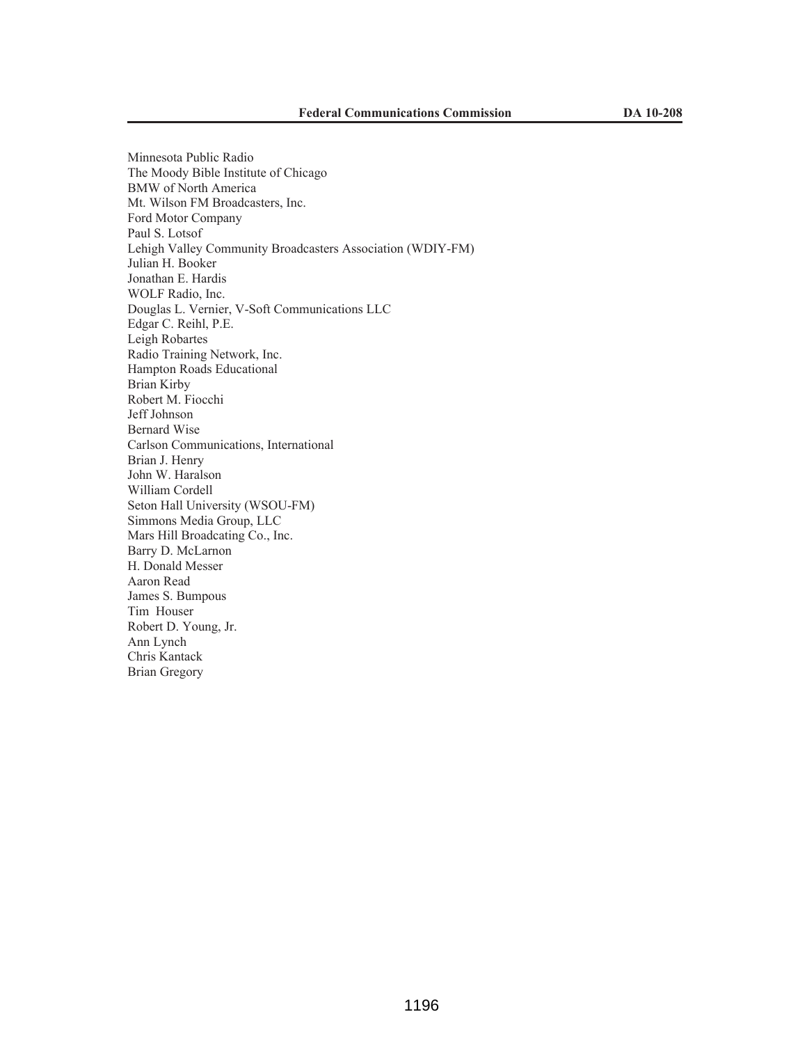Minnesota Public Radio
The Moody Bible Institute of Chicago
BMW of North America
Mt. Wilson FM Broadcasters, Inc.
Ford Motor Company
Paul S. Lotsof
Lehigh Valley Community Broadcasters Association (WDIY-FM)
Julian H. Booker
Jonathan E. Hardis
WOLF Radio, Inc.
Douglas L. Vernier, V-Soft Communications LLC
Edgar C. Reihl, P.E.
Leigh Robartes
Radio Training Network, Inc.
Hampton Roads Educational
Brian Kirby
Robert M. Fiocchi
Jeff Johnson
Bernard Wise
Carlson Communications, International
Brian J. Henry
John W. Haralson
William Cordell
Seton Hall University (WSOU-FM)
Simmons Media Group, LLC
Mars Hill Broadcating Co., Inc.
Barry D. McLarnon
H. Donald Messer
Aaron Read
James S. Bumpous
Tim Houser
Robert D. Young, Jr.
Ann Lynch
Chris Kantack
Brian Gregory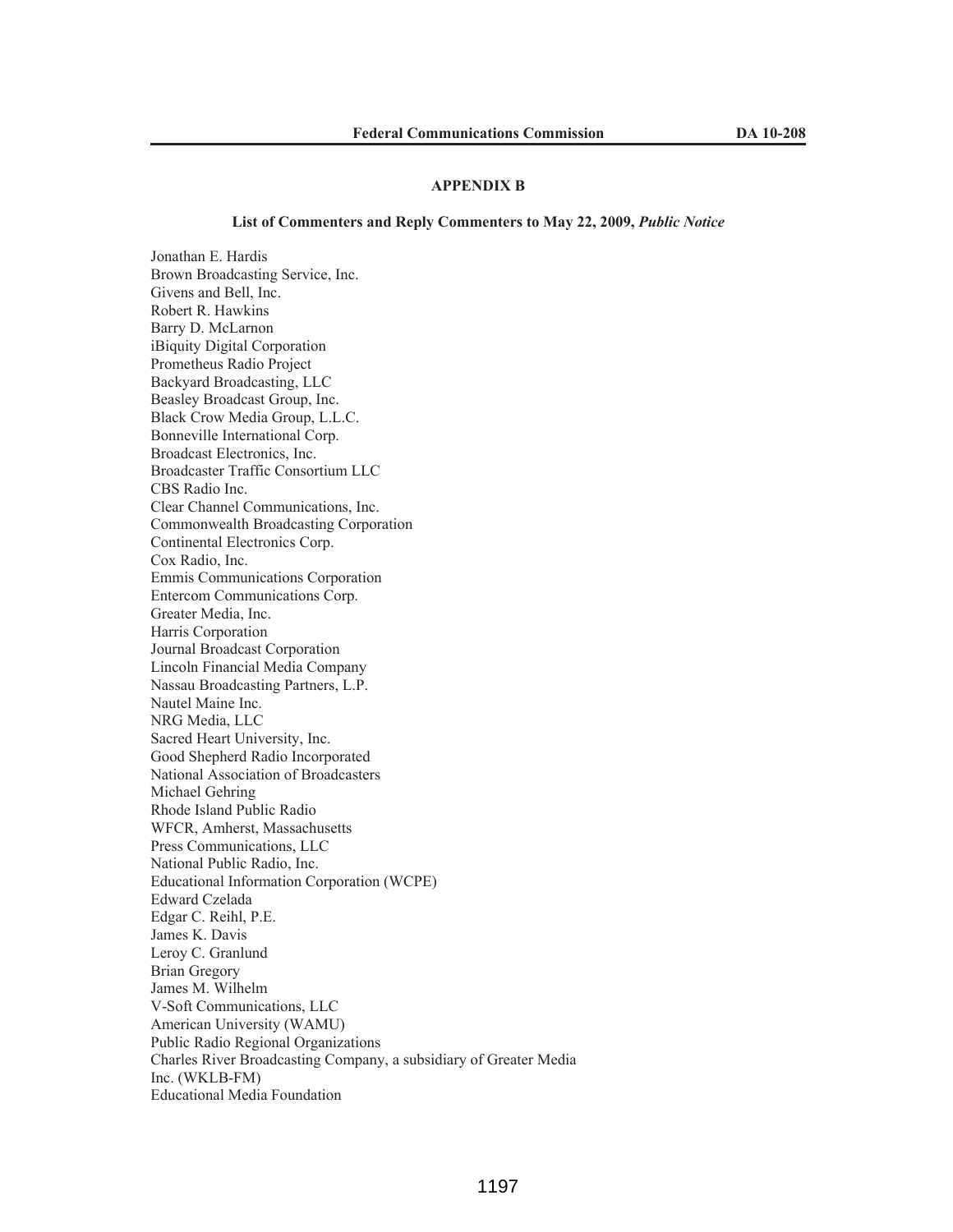## APPENDIX B

### List of Commenters and Reply Commenters to May 22, 2009, *Public Notice*

Jonathan E. Hardis
Brown Broadcasting Service, Inc.
Givens and Bell, Inc.
Robert R. Hawkins
Barry D. McLarnon
iBiquity Digital Corporation
Prometheus Radio Project
Backyard Broadcasting, LLC
Beasley Broadcast Group, Inc.
Black Crow Media Group, L.L.C.
Bonneville International Corp.
Broadcast Electronics, Inc.
Broadcaster Traffic Consortium LLC
CBS Radio Inc.
Clear Channel Communications, Inc.
Commonwealth Broadcasting Corporation
Continental Electronics Corp.
Cox Radio, Inc.
Emmis Communications Corporation
Entercom Communications Corp.
Greater Media, Inc.
Harris Corporation
Journal Broadcast Corporation
Lincoln Financial Media Company
Nassau Broadcasting Partners, L.P.
Nautel Maine Inc.
NRG Media, LLC
Sacred Heart University, Inc.
Good Shepherd Radio Incorporated
National Association of Broadcasters
Michael Gehring
Rhode Island Public Radio
WFCR, Amherst, Massachusetts
Press Communications, LLC
National Public Radio, Inc.
Educational Information Corporation (WCPE)
Edward Czelada
Edgar C. Reihl, P.E.
James K. Davis
Leroy C. Granlund
Brian Gregory
James M. Wilhelm
V-Soft Communications, LLC
American University (WAMU)
Public Radio Regional Organizations
Charles River Broadcasting Company, a subsidiary of Greater Media Inc. (WKLB-FM)
Educational Media Foundation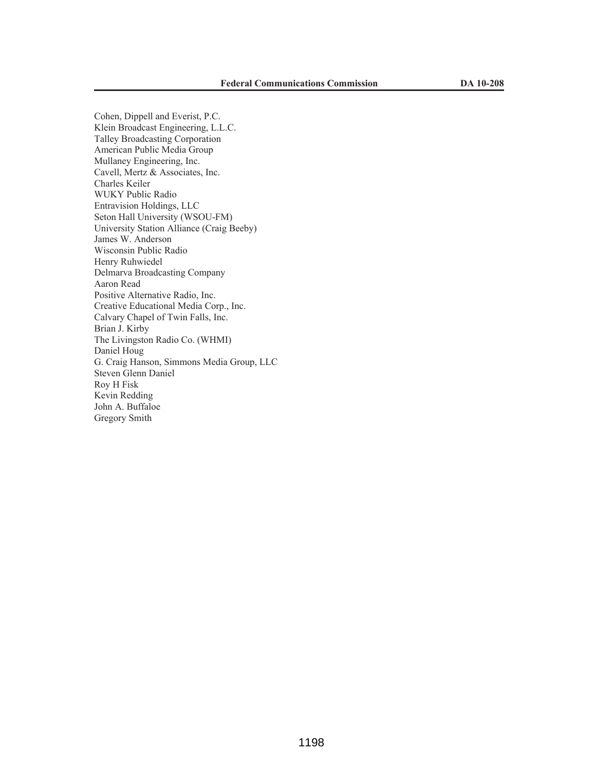Cohen, Dippell and Everist, P.C.
Klein Broadcast Engineering, L.L.C.
Talley Broadcasting Corporation
American Public Media Group
Mullaney Engineering, Inc.
Cavell, Mertz & Associates, Inc.
Charles Keiler
WUKY Public Radio
Entravision Holdings, LLC
Seton Hall University (WSOU-FM)
University Station Alliance (Craig Beeby)
James W. Anderson
Wisconsin Public Radio
Henry Ruhwiedel
Delmarva Broadcasting Company
Aaron Read
Positive Alternative Radio, Inc.
Creative Educational Media Corp., Inc.
Calvary Chapel of Twin Falls, Inc.
Brian J. Kirby
The Livingston Radio Co. (WHMI)
Daniel Houg
G. Craig Hanson, Simmons Media Group, LLC
Steven Glenn Daniel
Roy H Fisk
Kevin Redding
John A. Buffaloe
Gregory Smith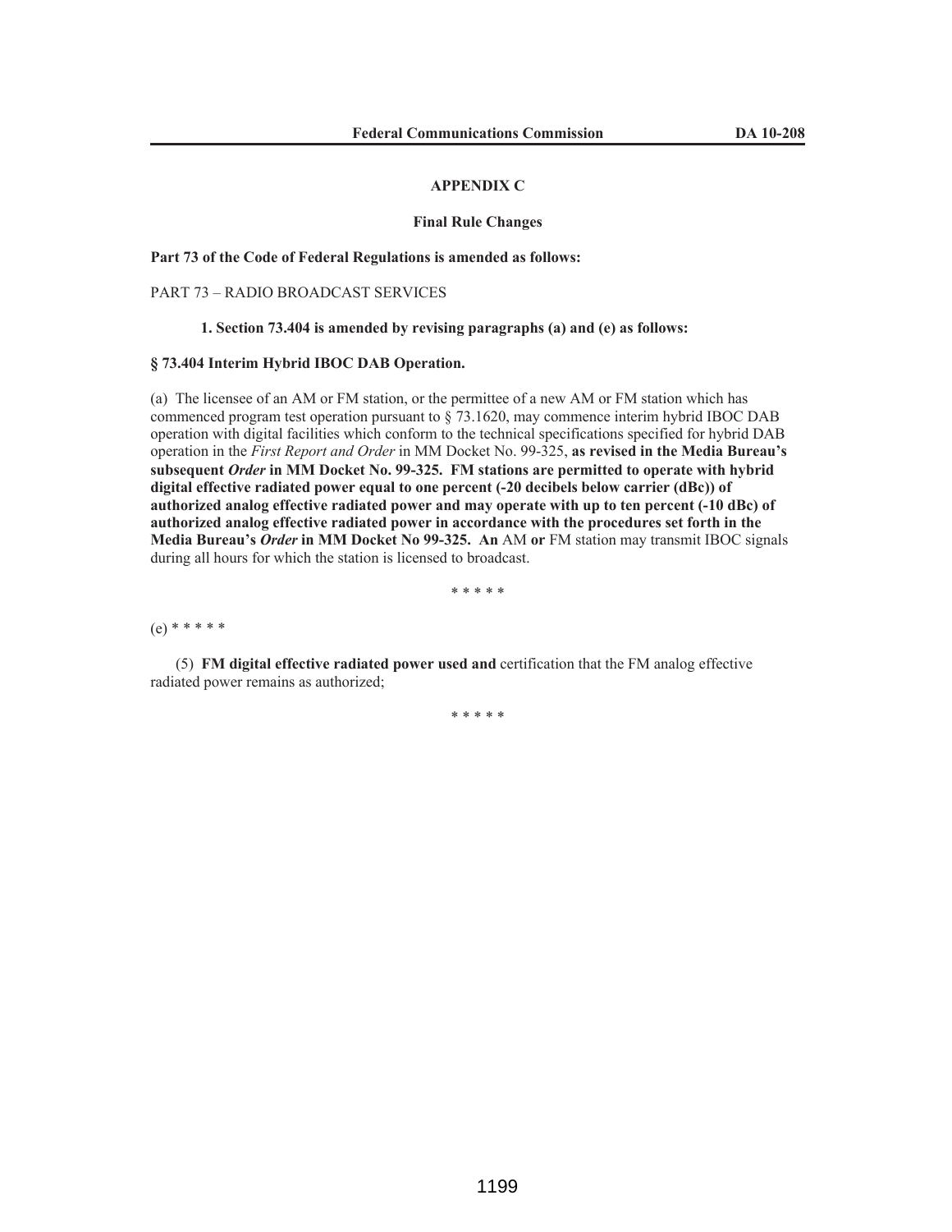## APPENDIX C

### Final Rule Changes

**Part 73 of the Code of Federal Regulations is amended as follows:**

PART 73 – RADIO BROADCAST SERVICES

**1. Section 73.404 is amended by revising paragraphs (a) and (e) as follows:**

**§ 73.404 Interim Hybrid IBOC DAB Operation.**

(a) The licensee of an AM or FM station, or the permittee of a new AM or FM station which has commenced program test operation pursuant to § 73.1620, may commence interim hybrid IBOC DAB operation with digital facilities which conform to the technical specifications specified for hybrid DAB operation in the *First Report and Order* in MM Docket No. 99-325, **as revised in the Media Bureau's subsequent *Order* in MM Docket No. 99-325. FM stations are permitted to operate with hybrid digital effective radiated power equal to one percent (-20 decibels below carrier (dBc)) of authorized analog effective radiated power and may operate with up to ten percent (-10 dBc) of authorized analog effective radiated power in accordance with the procedures set forth in the Media Bureau's *Order* in MM Docket No 99-325. An** AM **or** FM station may transmit IBOC signals during all hours for which the station is licensed to broadcast.

\* \* \* \* \*

(e) \* \* \* \* \*

(5) **FM digital effective radiated power used and** certification that the FM analog effective radiated power remains as authorized;

\* \* \* \* \*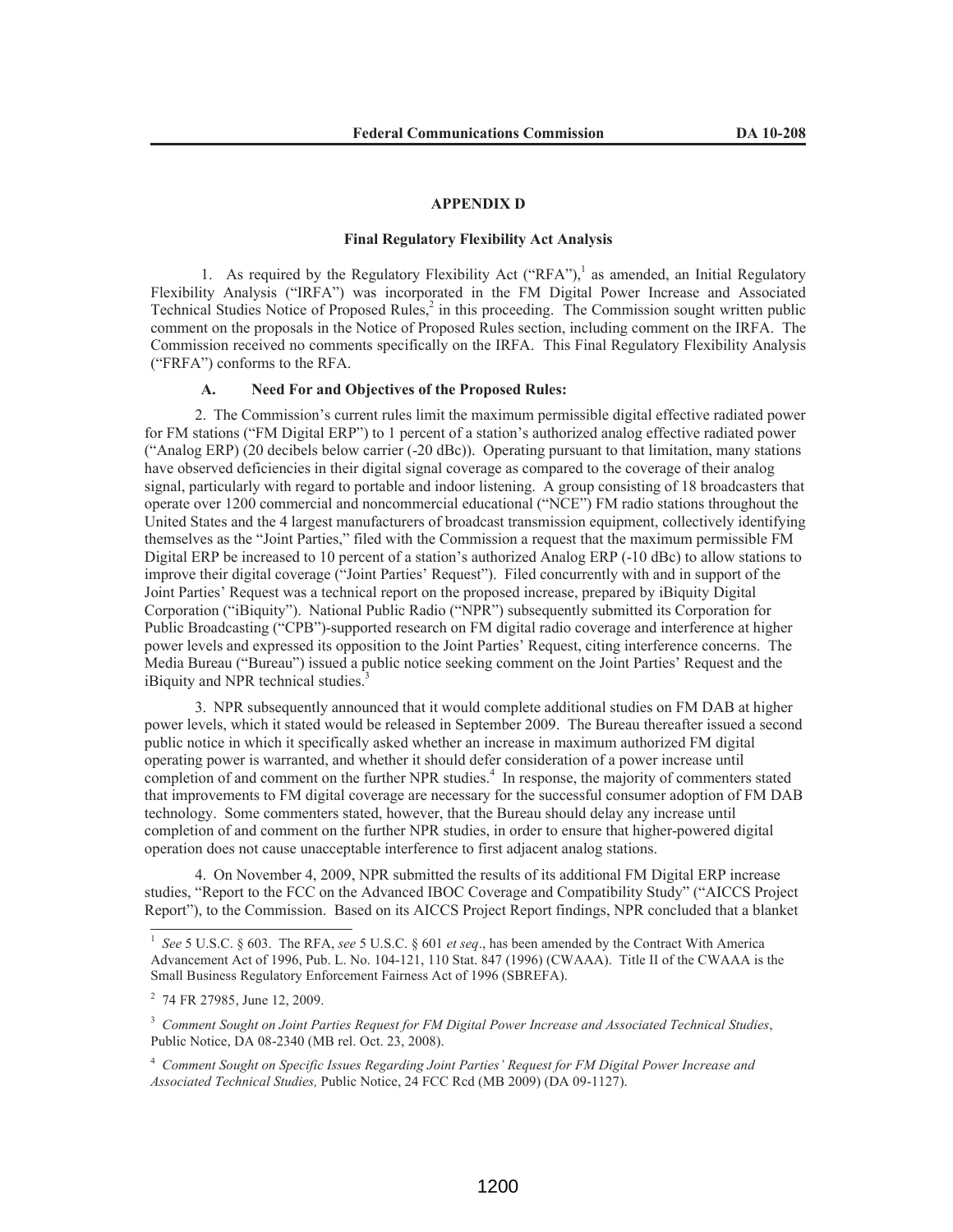## APPENDIX D

### Final Regulatory Flexibility Act Analysis

1. As required by the Regulatory Flexibility Act ("RFA"),[1] as amended, an Initial Regulatory Flexibility Analysis ("IRFA") was incorporated in the FM Digital Power Increase and Associated Technical Studies Notice of Proposed Rules,[2] in this proceeding. The Commission sought written public comment on the proposals in the Notice of Proposed Rules section, including comment on the IRFA. The Commission received no comments specifically on the IRFA. This Final Regulatory Flexibility Analysis ("FRFA") conforms to the RFA.

#### A. Need For and Objectives of the Proposed Rules:

2. The Commission's current rules limit the maximum permissible digital effective radiated power for FM stations ("FM Digital ERP") to 1 percent of a station's authorized analog effective radiated power ("Analog ERP) (20 decibels below carrier (-20 dBc)). Operating pursuant to that limitation, many stations have observed deficiencies in their digital signal coverage as compared to the coverage of their analog signal, particularly with regard to portable and indoor listening. A group consisting of 18 broadcasters that operate over 1200 commercial and noncommercial educational ("NCE") FM radio stations throughout the United States and the 4 largest manufacturers of broadcast transmission equipment, collectively identifying themselves as the "Joint Parties," filed with the Commission a request that the maximum permissible FM Digital ERP be increased to 10 percent of a station's authorized Analog ERP (-10 dBc) to allow stations to improve their digital coverage ("Joint Parties' Request"). Filed concurrently with and in support of the Joint Parties' Request was a technical report on the proposed increase, prepared by iBiquity Digital Corporation ("iBiquity"). National Public Radio ("NPR") subsequently submitted its Corporation for Public Broadcasting ("CPB")-supported research on FM digital radio coverage and interference at higher power levels and expressed its opposition to the Joint Parties' Request, citing interference concerns. The Media Bureau ("Bureau") issued a public notice seeking comment on the Joint Parties' Request and the iBiquity and NPR technical studies.[3]

3. NPR subsequently announced that it would complete additional studies on FM DAB at higher power levels, which it stated would be released in September 2009. The Bureau thereafter issued a second public notice in which it specifically asked whether an increase in maximum authorized FM digital operating power is warranted, and whether it should defer consideration of a power increase until completion of and comment on the further NPR studies.[4] In response, the majority of commenters stated that improvements to FM digital coverage are necessary for the successful consumer adoption of FM DAB technology. Some commenters stated, however, that the Bureau should delay any increase until completion of and comment on the further NPR studies, in order to ensure that higher-powered digital operation does not cause unacceptable interference to first adjacent analog stations.

4. On November 4, 2009, NPR submitted the results of its additional FM Digital ERP increase studies, "Report to the FCC on the Advanced IBOC Coverage and Compatibility Study" ("AICCS Project Report"), to the Commission. Based on its AICCS Project Report findings, NPR concluded that a blanket

---

[1] *See* 5 U.S.C. § 603. The RFA, *see* 5 U.S.C. § 601 *et seq*., has been amended by the Contract With America Advancement Act of 1996, Pub. L. No. 104-121, 110 Stat. 847 (1996) (CWAAA). Title II of the CWAAA is the Small Business Regulatory Enforcement Fairness Act of 1996 (SBREFA).

[2] 74 FR 27985, June 12, 2009.

[3] *Comment Sought on Joint Parties Request for FM Digital Power Increase and Associated Technical Studies*, Public Notice, DA 08-2340 (MB rel. Oct. 23, 2008).

[4] *Comment Sought on Specific Issues Regarding Joint Parties' Request for FM Digital Power Increase and Associated Technical Studies,* Public Notice, 24 FCC Rcd (MB 2009) (DA 09-1127).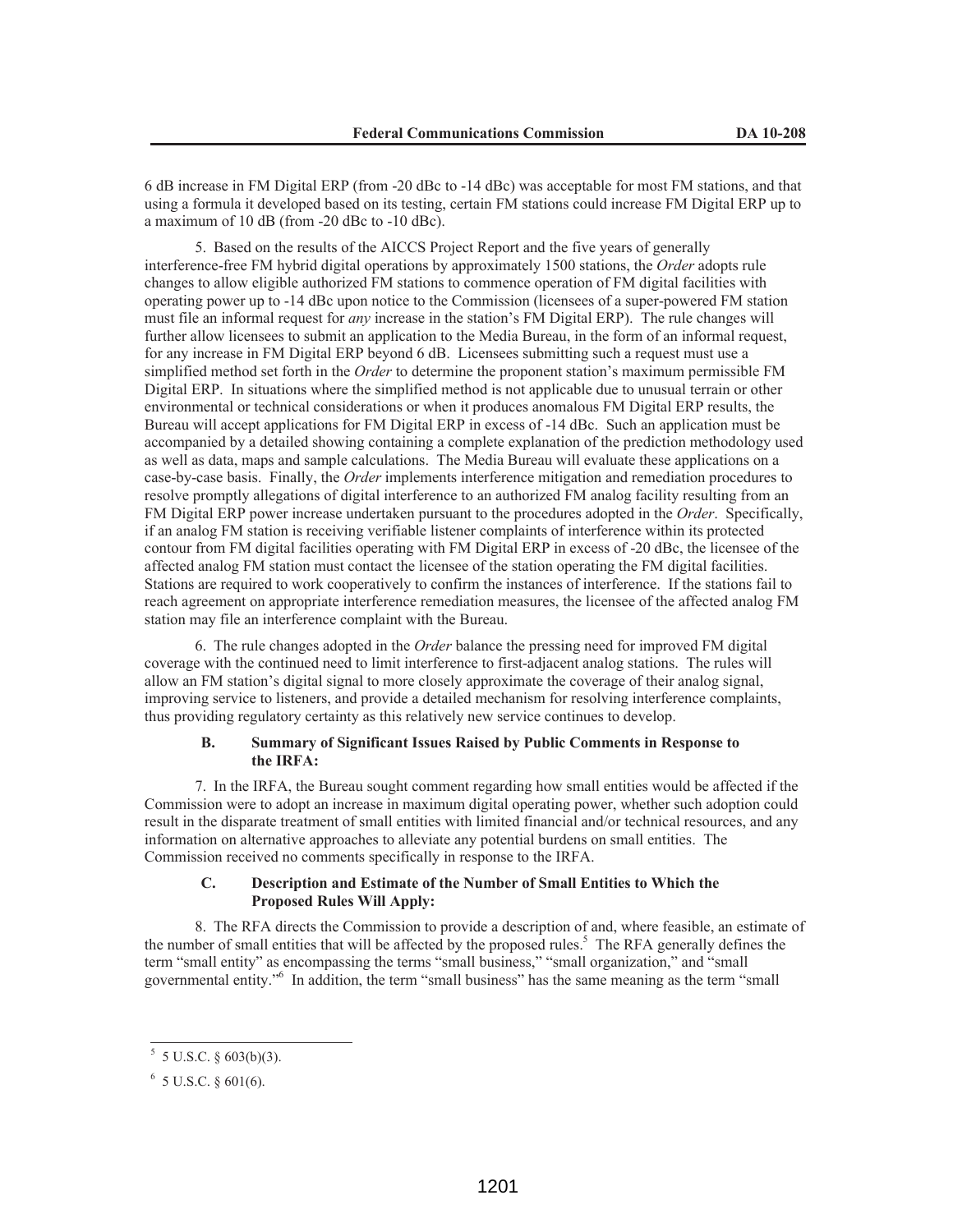6 dB increase in FM Digital ERP (from -20 dBc to -14 dBc) was acceptable for most FM stations, and that using a formula it developed based on its testing, certain FM stations could increase FM Digital ERP up to a maximum of 10 dB (from -20 dBc to -10 dBc).

5. Based on the results of the AICCS Project Report and the five years of generally interference-free FM hybrid digital operations by approximately 1500 stations, the *Order* adopts rule changes to allow eligible authorized FM stations to commence operation of FM digital facilities with operating power up to -14 dBc upon notice to the Commission (licensees of a super-powered FM station must file an informal request for *any* increase in the station's FM Digital ERP). The rule changes will further allow licensees to submit an application to the Media Bureau, in the form of an informal request, for any increase in FM Digital ERP beyond 6 dB. Licensees submitting such a request must use a simplified method set forth in the *Order* to determine the proponent station's maximum permissible FM Digital ERP. In situations where the simplified method is not applicable due to unusual terrain or other environmental or technical considerations or when it produces anomalous FM Digital ERP results, the Bureau will accept applications for FM Digital ERP in excess of -14 dBc. Such an application must be accompanied by a detailed showing containing a complete explanation of the prediction methodology used as well as data, maps and sample calculations. The Media Bureau will evaluate these applications on a case-by-case basis. Finally, the *Order* implements interference mitigation and remediation procedures to resolve promptly allegations of digital interference to an authorized FM analog facility resulting from an FM Digital ERP power increase undertaken pursuant to the procedures adopted in the *Order*. Specifically, if an analog FM station is receiving verifiable listener complaints of interference within its protected contour from FM digital facilities operating with FM Digital ERP in excess of -20 dBc, the licensee of the affected analog FM station must contact the licensee of the station operating the FM digital facilities. Stations are required to work cooperatively to confirm the instances of interference. If the stations fail to reach agreement on appropriate interference remediation measures, the licensee of the affected analog FM station may file an interference complaint with the Bureau.

6. The rule changes adopted in the *Order* balance the pressing need for improved FM digital coverage with the continued need to limit interference to first-adjacent analog stations. The rules will allow an FM station's digital signal to more closely approximate the coverage of their analog signal, improving service to listeners, and provide a detailed mechanism for resolving interference complaints, thus providing regulatory certainty as this relatively new service continues to develop.

### B. Summary of Significant Issues Raised by Public Comments in Response to the IRFA:

7. In the IRFA, the Bureau sought comment regarding how small entities would be affected if the Commission were to adopt an increase in maximum digital operating power, whether such adoption could result in the disparate treatment of small entities with limited financial and/or technical resources, and any information on alternative approaches to alleviate any potential burdens on small entities. The Commission received no comments specifically in response to the IRFA.

### C. Description and Estimate of the Number of Small Entities to Which the Proposed Rules Will Apply:

8. The RFA directs the Commission to provide a description of and, where feasible, an estimate of the number of small entities that will be affected by the proposed rules.[5] The RFA generally defines the term "small entity" as encompassing the terms "small business," "small organization," and "small governmental entity."[6] In addition, the term "small business" has the same meaning as the term "small

---

[5] 5 U.S.C. § 603(b)(3).

[6] 5 U.S.C. § 601(6).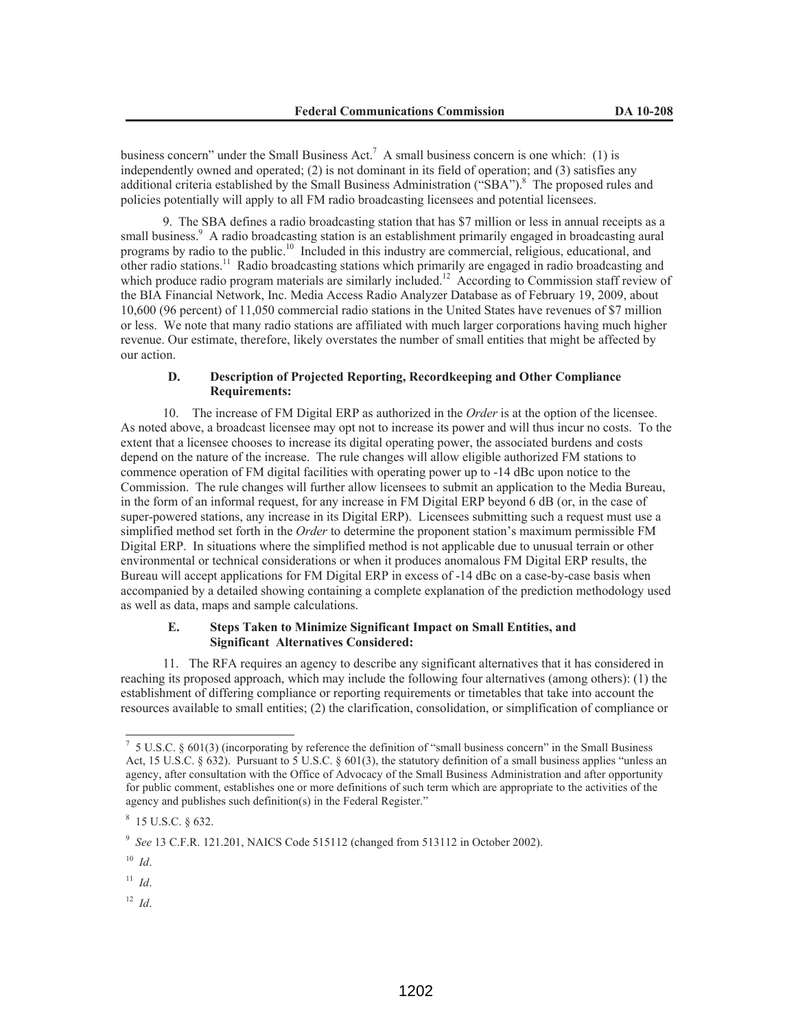business concern" under the Small Business Act.[7] A small business concern is one which: (1) is independently owned and operated; (2) is not dominant in its field of operation; and (3) satisfies any additional criteria established by the Small Business Administration ("SBA").[8] The proposed rules and policies potentially will apply to all FM radio broadcasting licensees and potential licensees.

9. The SBA defines a radio broadcasting station that has $7 million or less in annual receipts as a small business.[9] A radio broadcasting station is an establishment primarily engaged in broadcasting aural programs by radio to the public.[10] Included in this industry are commercial, religious, educational, and other radio stations.[11] Radio broadcasting stations which primarily are engaged in radio broadcasting and which produce radio program materials are similarly included.[12] According to Commission staff review of the BIA Financial Network, Inc. Media Access Radio Analyzer Database as of February 19, 2009, about 10,600 (96 percent) of 11,050 commercial radio stations in the United States have revenues of $7 million or less. We note that many radio stations are affiliated with much larger corporations having much higher revenue. Our estimate, therefore, likely overstates the number of small entities that might be affected by our action.

### D. Description of Projected Reporting, Recordkeeping and Other Compliance Requirements:

10. The increase of FM Digital ERP as authorized in the *Order* is at the option of the licensee. As noted above, a broadcast licensee may opt not to increase its power and will thus incur no costs. To the extent that a licensee chooses to increase its digital operating power, the associated burdens and costs depend on the nature of the increase. The rule changes will allow eligible authorized FM stations to commence operation of FM digital facilities with operating power up to -14 dBc upon notice to the Commission. The rule changes will further allow licensees to submit an application to the Media Bureau, in the form of an informal request, for any increase in FM Digital ERP beyond 6 dB (or, in the case of super-powered stations, any increase in its Digital ERP). Licensees submitting such a request must use a simplified method set forth in the *Order* to determine the proponent station's maximum permissible FM Digital ERP. In situations where the simplified method is not applicable due to unusual terrain or other environmental or technical considerations or when it produces anomalous FM Digital ERP results, the Bureau will accept applications for FM Digital ERP in excess of -14 dBc on a case-by-case basis when accompanied by a detailed showing containing a complete explanation of the prediction methodology used as well as data, maps and sample calculations.

### E. Steps Taken to Minimize Significant Impact on Small Entities, and Significant Alternatives Considered:

11. The RFA requires an agency to describe any significant alternatives that it has considered in reaching its proposed approach, which may include the following four alternatives (among others): (1) the establishment of differing compliance or reporting requirements or timetables that take into account the resources available to small entities; (2) the clarification, consolidation, or simplification of compliance or

---

[7] 5 U.S.C. § 601(3) (incorporating by reference the definition of "small business concern" in the Small Business Act, 15 U.S.C. § 632). Pursuant to 5 U.S.C. § 601(3), the statutory definition of a small business applies "unless an agency, after consultation with the Office of Advocacy of the Small Business Administration and after opportunity for public comment, establishes one or more definitions of such term which are appropriate to the activities of the agency and publishes such definition(s) in the Federal Register."

[8] 15 U.S.C. § 632.

[9] *See* 13 C.F.R. 121.201, NAICS Code 515112 (changed from 513112 in October 2002).

[10] *Id*.

[11] *Id*.

[12] *Id*.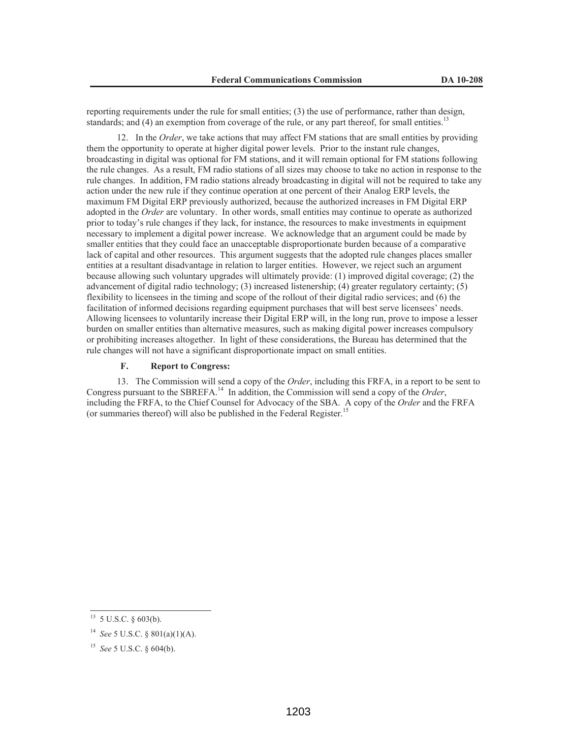reporting requirements under the rule for small entities; (3) the use of performance, rather than design, standards; and (4) an exemption from coverage of the rule, or any part thereof, for small entities.[13]

12. In the *Order*, we take actions that may affect FM stations that are small entities by providing them the opportunity to operate at higher digital power levels. Prior to the instant rule changes, broadcasting in digital was optional for FM stations, and it will remain optional for FM stations following the rule changes. As a result, FM radio stations of all sizes may choose to take no action in response to the rule changes. In addition, FM radio stations already broadcasting in digital will not be required to take any action under the new rule if they continue operation at one percent of their Analog ERP levels, the maximum FM Digital ERP previously authorized, because the authorized increases in FM Digital ERP adopted in the *Order* are voluntary. In other words, small entities may continue to operate as authorized prior to today's rule changes if they lack, for instance, the resources to make investments in equipment necessary to implement a digital power increase. We acknowledge that an argument could be made by smaller entities that they could face an unacceptable disproportionate burden because of a comparative lack of capital and other resources. This argument suggests that the adopted rule changes places smaller entities at a resultant disadvantage in relation to larger entities. However, we reject such an argument because allowing such voluntary upgrades will ultimately provide: (1) improved digital coverage; (2) the advancement of digital radio technology; (3) increased listenership; (4) greater regulatory certainty; (5) flexibility to licensees in the timing and scope of the rollout of their digital radio services; and (6) the facilitation of informed decisions regarding equipment purchases that will best serve licensees' needs. Allowing licensees to voluntarily increase their Digital ERP will, in the long run, prove to impose a lesser burden on smaller entities than alternative measures, such as making digital power increases compulsory or prohibiting increases altogether. In light of these considerations, the Bureau has determined that the rule changes will not have a significant disproportionate impact on small entities.

### F. Report to Congress:

13. The Commission will send a copy of the *Order*, including this FRFA, in a report to be sent to Congress pursuant to the SBREFA.[14] In addition, the Commission will send a copy of the *Order*, including the FRFA, to the Chief Counsel for Advocacy of the SBA. A copy of the *Order* and the FRFA (or summaries thereof) will also be published in the Federal Register.[15]

---

[13] 5 U.S.C. § 603(b).

[14] *See* 5 U.S.C. § 801(a)(1)(A).

[15] *See* 5 U.S.C. § 604(b).